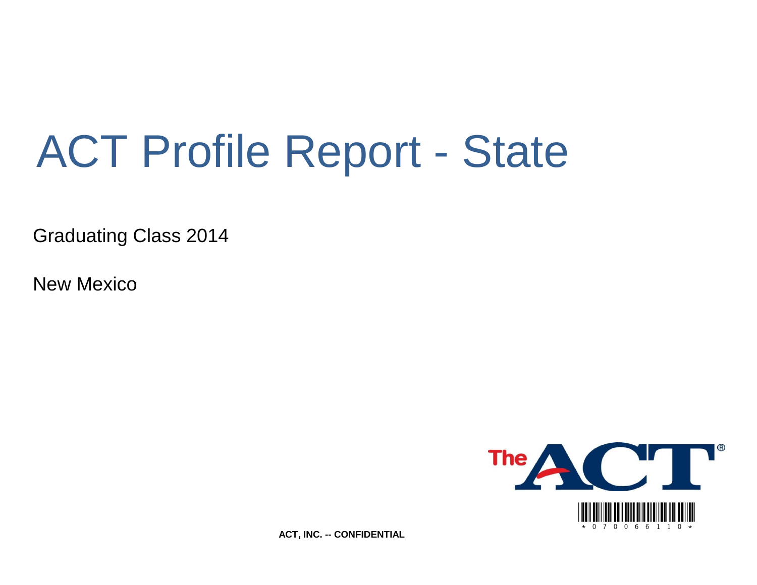# ACT Profile Report - State

Graduating Class 2014

New Mexico

ACT, INC. -- CONFIDENTIAL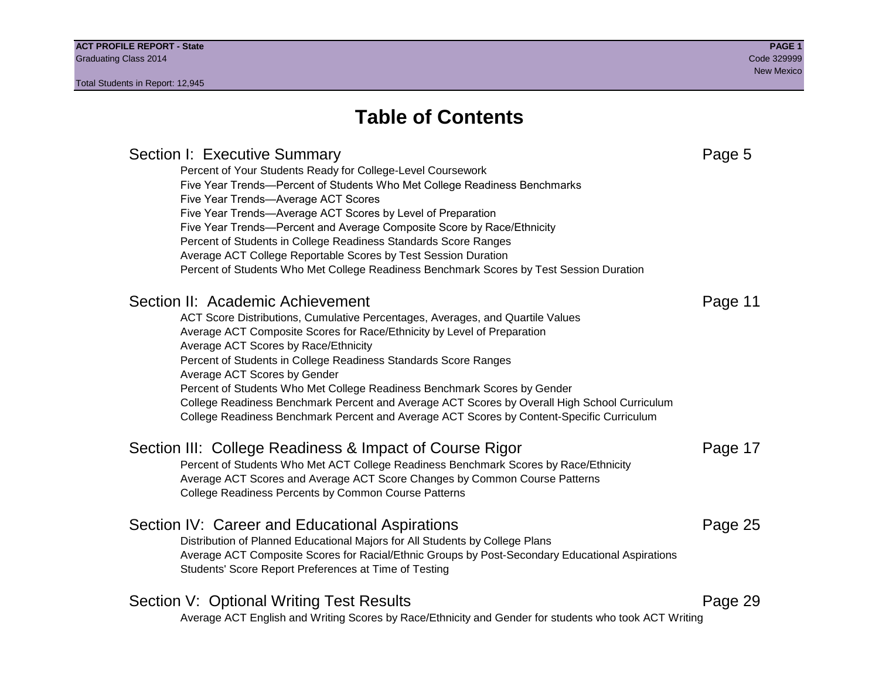# Table of Contents

## Section I: Executive Summary — Page 5

- Percent of Your Students Ready for College-Level Coursework
- Five Year Trends—Percent of Students Who Met College Readiness Benchmarks
- Five Year Trends—Average ACT Scores
- Five Year Trends—Average ACT Scores by Level of Preparation
- Five Year Trends—Percent and Average Composite Score by Race/Ethnicity
- Percent of Students in College Readiness Standards Score Ranges
- Average ACT College Reportable Scores by Test Session Duration
- Percent of Students Who Met College Readiness Benchmark Scores by Test Session Duration

## Section II: Academic Achievement — Page 11

- ACT Score Distributions, Cumulative Percentages, Averages, and Quartile Values
- Average ACT Composite Scores for Race/Ethnicity by Level of Preparation
- Average ACT Scores by Race/Ethnicity
- Percent of Students in College Readiness Standards Score Ranges
- Average ACT Scores by Gender
- Percent of Students Who Met College Readiness Benchmark Scores by Gender
- College Readiness Benchmark Percent and Average ACT Scores by Overall High School Curriculum
- College Readiness Benchmark Percent and Average ACT Scores by Content-Specific Curriculum

## Section III: College Readiness & Impact of Course Rigor — Page 17

- Percent of Students Who Met ACT College Readiness Benchmark Scores by Race/Ethnicity
- Average ACT Scores and Average ACT Score Changes by Common Course Patterns
- College Readiness Percents by Common Course Patterns

## Section IV: Career and Educational Aspirations — Page 25

- Distribution of Planned Educational Majors for All Students by College Plans
- Average ACT Composite Scores for Racial/Ethnic Groups by Post-Secondary Educational Aspirations
- Students' Score Report Preferences at Time of Testing

## Section V: Optional Writing Test Results — Page 29

- Average ACT English and Writing Scores by Race/Ethnicity and Gender for students who took ACT Writing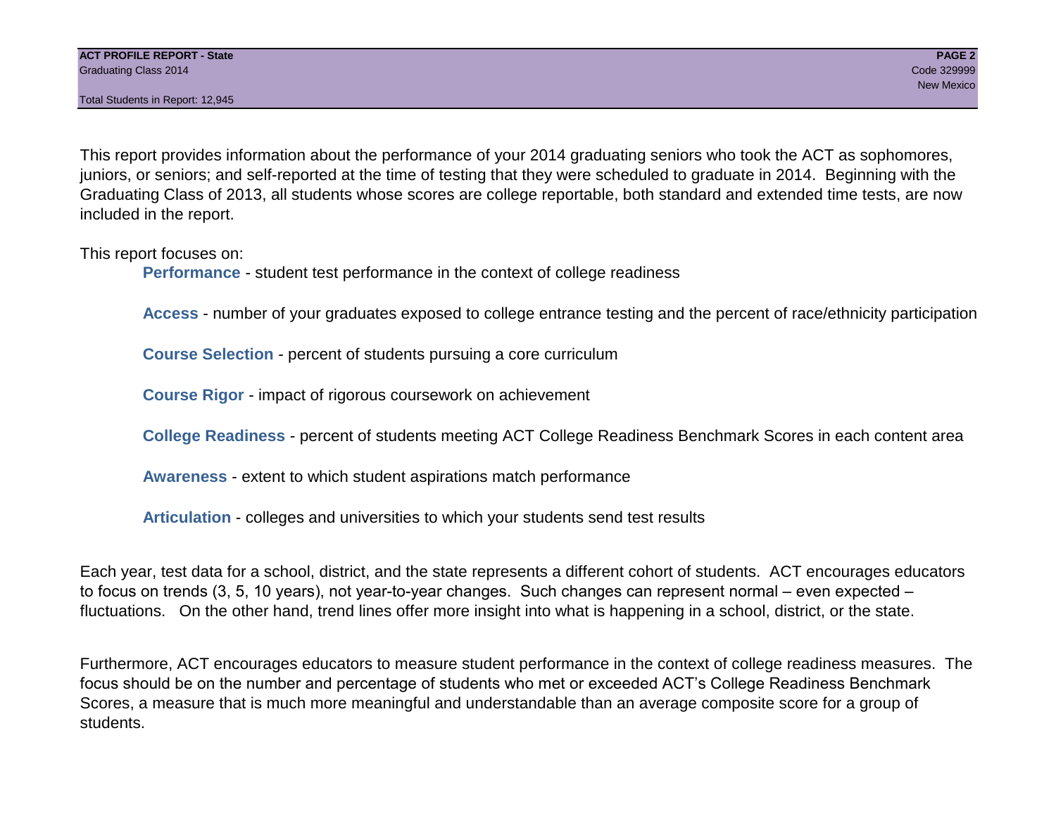This report provides information about the performance of your 2014 graduating seniors who took the ACT as sophomores, juniors, or seniors; and self-reported at the time of testing that they were scheduled to graduate in 2014. Beginning with the Graduating Class of 2013, all students whose scores are college reportable, both standard and extended time tests, are now included in the report.

This report focuses on:

- **Performance** - student test performance in the context of college readiness
- **Access** - number of your graduates exposed to college entrance testing and the percent of race/ethnicity participation
- **Course Selection** - percent of students pursuing a core curriculum
- **Course Rigor** - impact of rigorous coursework on achievement
- **College Readiness** - percent of students meeting ACT College Readiness Benchmark Scores in each content area
- **Awareness** - extent to which student aspirations match performance
- **Articulation** - colleges and universities to which your students send test results

Each year, test data for a school, district, and the state represents a different cohort of students. ACT encourages educators to focus on trends (3, 5, 10 years), not year-to-year changes. Such changes can represent normal – even expected – fluctuations. On the other hand, trend lines offer more insight into what is happening in a school, district, or the state.

Furthermore, ACT encourages educators to measure student performance in the context of college readiness measures. The focus should be on the number and percentage of students who met or exceeded ACT's College Readiness Benchmark Scores, a measure that is much more meaningful and understandable than an average composite score for a group of students.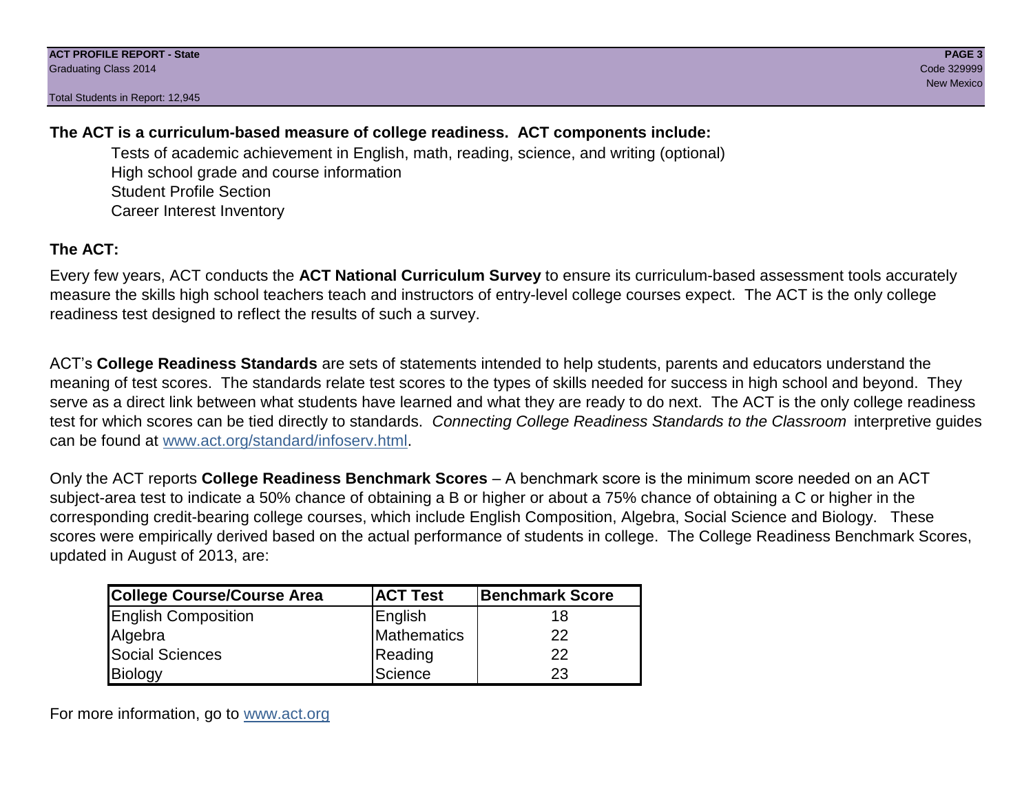**The ACT is a curriculum-based measure of college readiness. ACT components include:**

- Tests of academic achievement in English, math, reading, science, and writing (optional)
- High school grade and course information
- Student Profile Section
- Career Interest Inventory

**The ACT:**

Every few years, ACT conducts the **ACT National Curriculum Survey** to ensure its curriculum-based assessment tools accurately measure the skills high school teachers teach and instructors of entry-level college courses expect. The ACT is the only college readiness test designed to reflect the results of such a survey.

ACT's **College Readiness Standards** are sets of statements intended to help students, parents and educators understand the meaning of test scores. The standards relate test scores to the types of skills needed for success in high school and beyond. They serve as a direct link between what students have learned and what they are ready to do next. The ACT is the only college readiness test for which scores can be tied directly to standards. *Connecting College Readiness Standards to the Classroom* interpretive guides can be found at www.act.org/standard/infoserv.html.

Only the ACT reports **College Readiness Benchmark Scores** – A benchmark score is the minimum score needed on an ACT subject-area test to indicate a 50% chance of obtaining a B or higher or about a 75% chance of obtaining a C or higher in the corresponding credit-bearing college courses, which include English Composition, Algebra, Social Science and Biology. These scores were empirically derived based on the actual performance of students in college. The College Readiness Benchmark Scores, updated in August of 2013, are:

| College Course/Course Area | ACT Test | Benchmark Score |
|---|---|---|
| English Composition | English | 18 |
| Algebra | Mathematics | 22 |
| Social Sciences | Reading | 22 |
| Biology | Science | 23 |

For more information, go to www.act.org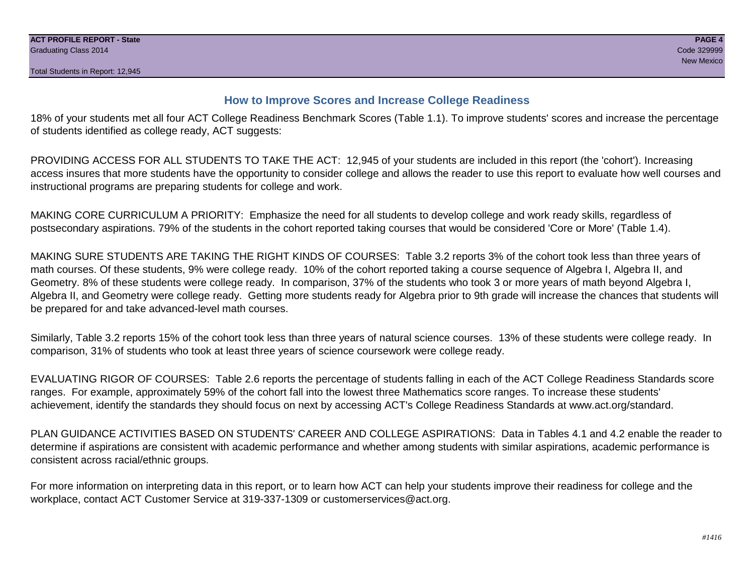## How to Improve Scores and Increase College Readiness

18% of your students met all four ACT College Readiness Benchmark Scores (Table 1.1). To improve students' scores and increase the percentage of students identified as college ready, ACT suggests:

PROVIDING ACCESS FOR ALL STUDENTS TO TAKE THE ACT: 12,945 of your students are included in this report (the 'cohort'). Increasing access insures that more students have the opportunity to consider college and allows the reader to use this report to evaluate how well courses and instructional programs are preparing students for college and work.

MAKING CORE CURRICULUM A PRIORITY: Emphasize the need for all students to develop college and work ready skills, regardless of postsecondary aspirations. 79% of the students in the cohort reported taking courses that would be considered 'Core or More' (Table 1.4).

MAKING SURE STUDENTS ARE TAKING THE RIGHT KINDS OF COURSES: Table 3.2 reports 3% of the cohort took less than three years of math courses. Of these students, 9% were college ready. 10% of the cohort reported taking a course sequence of Algebra I, Algebra II, and Geometry. 8% of these students were college ready. In comparison, 37% of the students who took 3 or more years of math beyond Algebra I, Algebra II, and Geometry were college ready. Getting more students ready for Algebra prior to 9th grade will increase the chances that students will be prepared for and take advanced-level math courses.

Similarly, Table 3.2 reports 15% of the cohort took less than three years of natural science courses. 13% of these students were college ready. In comparison, 31% of students who took at least three years of science coursework were college ready.

EVALUATING RIGOR OF COURSES: Table 2.6 reports the percentage of students falling in each of the ACT College Readiness Standards score ranges. For example, approximately 59% of the cohort fall into the lowest three Mathematics score ranges. To increase these students' achievement, identify the standards they should focus on next by accessing ACT's College Readiness Standards at www.act.org/standard.

PLAN GUIDANCE ACTIVITIES BASED ON STUDENTS' CAREER AND COLLEGE ASPIRATIONS: Data in Tables 4.1 and 4.2 enable the reader to determine if aspirations are consistent with academic performance and whether among students with similar aspirations, academic performance is consistent across racial/ethnic groups.

For more information on interpreting data in this report, or to learn how ACT can help your students improve their readiness for college and the workplace, contact ACT Customer Service at 319-337-1309 or customerservices@act.org.

*#1416*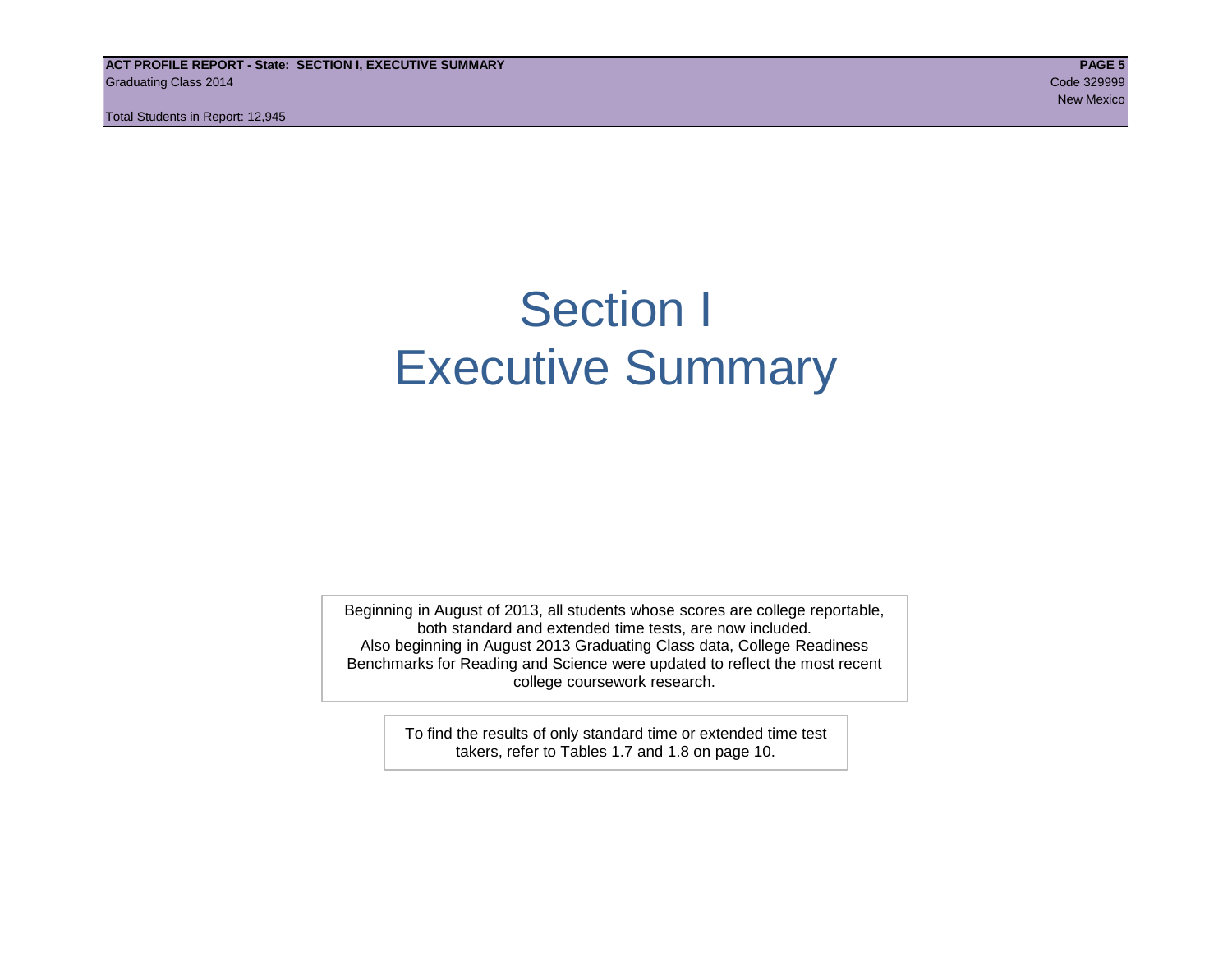# Section I
# Executive Summary

Beginning in August of 2013, all students whose scores are college reportable, both standard and extended time tests, are now included.
Also beginning in August 2013 Graduating Class data, College Readiness Benchmarks for Reading and Science were updated to reflect the most recent college coursework research.

To find the results of only standard time or extended time test takers, refer to Tables 1.7 and 1.8 on page 10.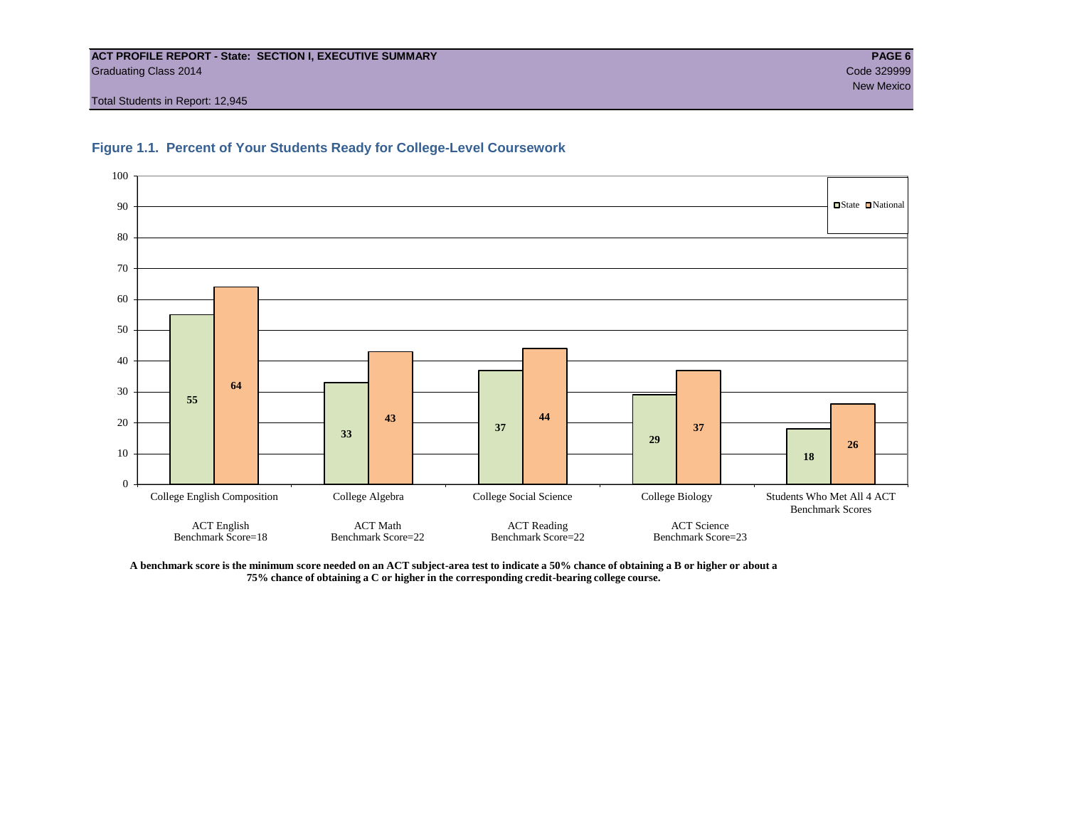ACT PROFILE REPORT - State: SECTION I, EXECUTIVE SUMMARY

Graduating Class 2014

Code 329999

New Mexico

Total Students in Report: 12,945

### Figure 1.1. Percent of Your Students Ready for College-Level Coursework

100
90
80
70
60
50
40
30
20
10
0

State National

55 64

33 43

37 44

29 37

18 26

College English Composition

College Algebra

College Social Science

College Biology

Students Who Met All 4 ACT Benchmark Scores

ACT English Benchmark Score=18

ACT Math Benchmark Score=22

ACT Reading Benchmark Score=22

ACT Science Benchmark Score=23

**A benchmark score is the minimum score needed on an ACT subject-area test to indicate a 50% chance of obtaining a B or higher or about a 75% chance of obtaining a C or higher in the corresponding credit-bearing college course.**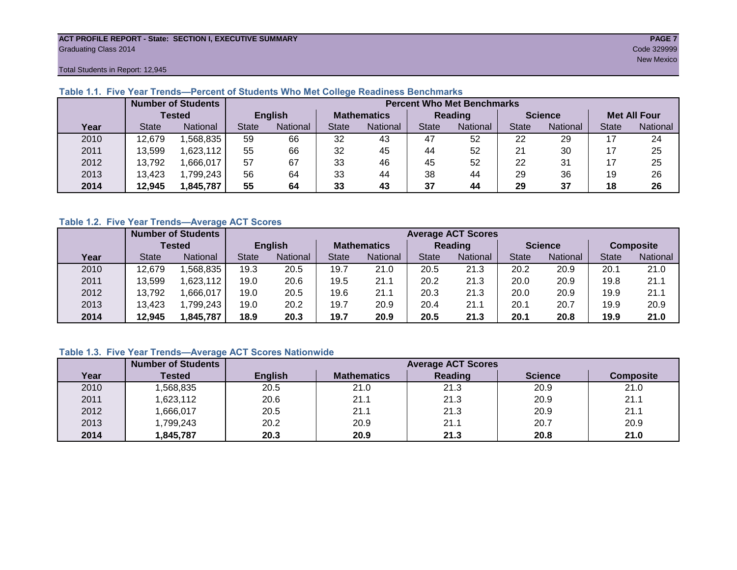ACT PROFILE REPORT - State: SECTION I, EXECUTIVE SUMMARY
Graduating Class 2014
Code 329999
New Mexico
Total Students in Report: 12,945

### Table 1.1. Five Year Trends—Percent of Students Who Met College Readiness Benchmarks

| | Number of Students Tested | | Percent Who Met Benchmarks | | | | | | | | | |
|---|---|---|---|---|---|---|---|---|---|---|---|---|
| | | | English | | Mathematics | | Reading | | Science | | Met All Four | |
| Year | State | National | State | National | State | National | State | National | State | National | State | National |
| 2010 | 12,679 | 1,568,835 | 59 | 66 | 32 | 43 | 47 | 52 | 22 | 29 | 17 | 24 |
| 2011 | 13,599 | 1,623,112 | 55 | 66 | 32 | 45 | 44 | 52 | 21 | 30 | 17 | 25 |
| 2012 | 13,792 | 1,666,017 | 57 | 67 | 33 | 46 | 45 | 52 | 22 | 31 | 17 | 25 |
| 2013 | 13,423 | 1,799,243 | 56 | 64 | 33 | 44 | 38 | 44 | 29 | 36 | 19 | 26 |
| **2014** | **12,945** | **1,845,787** | **55** | **64** | **33** | **43** | **37** | **44** | **29** | **37** | **18** | **26** |

### Table 1.2. Five Year Trends—Average ACT Scores

| | Number of Students Tested | | Average ACT Scores | | | | | | | | | |
|---|---|---|---|---|---|---|---|---|---|---|---|---|
| | | | English | | Mathematics | | Reading | | Science | | Composite | |
| Year | State | National | State | National | State | National | State | National | State | National | State | National |
| 2010 | 12,679 | 1,568,835 | 19.3 | 20.5 | 19.7 | 21.0 | 20.5 | 21.3 | 20.2 | 20.9 | 20.1 | 21.0 |
| 2011 | 13,599 | 1,623,112 | 19.0 | 20.6 | 19.5 | 21.1 | 20.2 | 21.3 | 20.0 | 20.9 | 19.8 | 21.1 |
| 2012 | 13,792 | 1,666,017 | 19.0 | 20.5 | 19.6 | 21.1 | 20.3 | 21.3 | 20.0 | 20.9 | 19.9 | 21.1 |
| 2013 | 13,423 | 1,799,243 | 19.0 | 20.2 | 19.7 | 20.9 | 20.4 | 21.1 | 20.1 | 20.7 | 19.9 | 20.9 |
| **2014** | **12,945** | **1,845,787** | **18.9** | **20.3** | **19.7** | **20.9** | **20.5** | **21.3** | **20.1** | **20.8** | **19.9** | **21.0** |

### Table 1.3. Five Year Trends—Average ACT Scores Nationwide

| | Number of Students | Average ACT Scores | | | | |
|---|---|---|---|---|---|---|
| Year | Tested | English | Mathematics | Reading | Science | Composite |
| 2010 | 1,568,835 | 20.5 | 21.0 | 21.3 | 20.9 | 21.0 |
| 2011 | 1,623,112 | 20.6 | 21.1 | 21.3 | 20.9 | 21.1 |
| 2012 | 1,666,017 | 20.5 | 21.1 | 21.3 | 20.9 | 21.1 |
| 2013 | 1,799,243 | 20.2 | 20.9 | 21.1 | 20.7 | 20.9 |
| **2014** | **1,845,787** | **20.3** | **20.9** | **21.3** | **20.8** | **21.0** |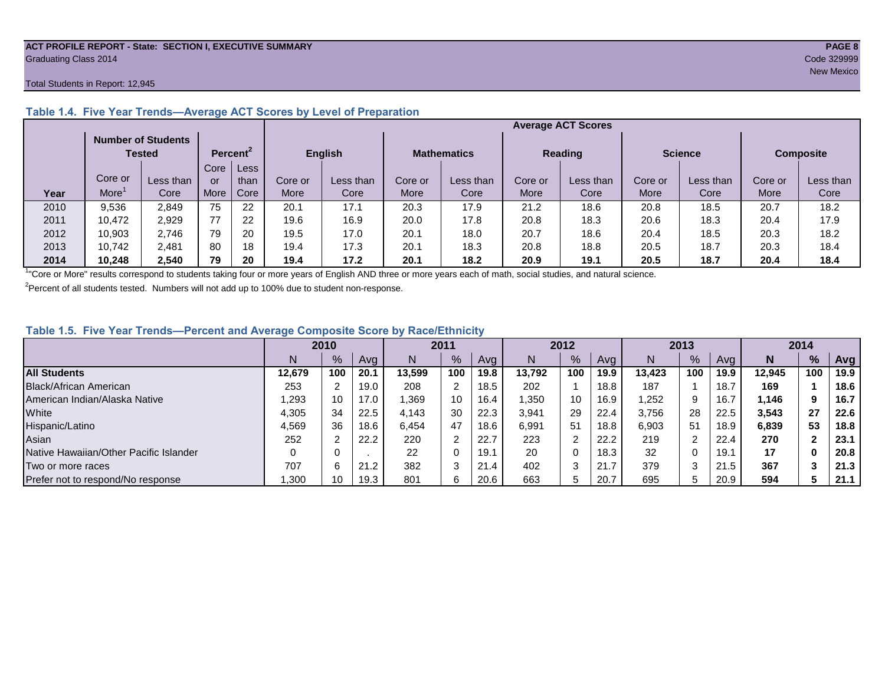ACT PROFILE REPORT - State: SECTION I, EXECUTIVE SUMMARY

Graduating Class 2014

Code 329999

New Mexico

Total Students in Report: 12,945

### Table 1.4. Five Year Trends—Average ACT Scores by Level of Preparation

| | Number of Students Tested | | Percent[2] | | Average ACT Scores | | | | | | | | | |
|---|---|---|---|---|---|---|---|---|---|---|---|---|---|---|
| | | | | | English | | Mathematics | | Reading | | Science | | Composite | |
| Year | Core or More[1] | Less than Core | Core or More | Less than Core | Core or More | Less than Core | Core or More | Less than Core | Core or More | Less than Core | Core or More | Less than Core | Core or More | Less than Core |
| 2010 | 9,536 | 2,849 | 75 | 22 | 20.1 | 17.1 | 20.3 | 17.9 | 21.2 | 18.6 | 20.8 | 18.5 | 20.7 | 18.2 |
| 2011 | 10,472 | 2,929 | 77 | 22 | 19.6 | 16.9 | 20.0 | 17.8 | 20.8 | 18.3 | 20.6 | 18.3 | 20.4 | 17.9 |
| 2012 | 10,903 | 2,746 | 79 | 20 | 19.5 | 17.0 | 20.1 | 18.0 | 20.7 | 18.6 | 20.4 | 18.5 | 20.3 | 18.2 |
| 2013 | 10,742 | 2,481 | 80 | 18 | 19.4 | 17.3 | 20.1 | 18.3 | 20.8 | 18.8 | 20.5 | 18.7 | 20.3 | 18.4 |
| **2014** | **10,248** | **2,540** | **79** | **20** | **19.4** | **17.2** | **20.1** | **18.2** | **20.9** | **19.1** | **20.5** | **18.7** | **20.4** | **18.4** |

[1]"Core or More" results correspond to students taking four or more years of English AND three or more years each of math, social studies, and natural science.

[2]Percent of all students tested. Numbers will not add up to 100% due to student non-response.

### Table 1.5. Five Year Trends—Percent and Average Composite Score by Race/Ethnicity

| | 2010 | | | 2011 | | | 2012 | | | 2013 | | | 2014 | | |
|---|---|---|---|---|---|---|---|---|---|---|---|---|---|---|---|
| | N | % | Avg | N | % | Avg | N | % | Avg | N | % | Avg | **N** | **%** | **Avg** |
| **All Students** | **12,679** | **100** | **20.1** | **13,599** | **100** | **19.8** | **13,792** | **100** | **19.9** | **13,423** | **100** | **19.9** | **12,945** | **100** | **19.9** |
| Black/African American | 253 | 2 | 19.0 | 208 | 2 | 18.5 | 202 | 1 | 18.8 | 187 | 1 | 18.7 | **169** | **1** | **18.6** |
| American Indian/Alaska Native | 1,293 | 10 | 17.0 | 1,369 | 10 | 16.4 | 1,350 | 10 | 16.9 | 1,252 | 9 | 16.7 | **1,146** | **9** | **16.7** |
| White | 4,305 | 34 | 22.5 | 4,143 | 30 | 22.3 | 3,941 | 29 | 22.4 | 3,756 | 28 | 22.5 | **3,543** | **27** | **22.6** |
| Hispanic/Latino | 4,569 | 36 | 18.6 | 6,454 | 47 | 18.6 | 6,991 | 51 | 18.8 | 6,903 | 51 | 18.9 | **6,839** | **53** | **18.8** |
| Asian | 252 | 2 | 22.2 | 220 | 2 | 22.7 | 223 | 2 | 22.2 | 219 | 2 | 22.4 | **270** | **2** | **23.1** |
| Native Hawaiian/Other Pacific Islander | 0 | 0 | . | 22 | 0 | 19.1 | 20 | 0 | 18.3 | 32 | 0 | 19.1 | **17** | **0** | **20.8** |
| Two or more races | 707 | 6 | 21.2 | 382 | 3 | 21.4 | 402 | 3 | 21.7 | 379 | 3 | 21.5 | **367** | **3** | **21.3** |
| Prefer not to respond/No response | 1,300 | 10 | 19.3 | 801 | 6 | 20.6 | 663 | 5 | 20.7 | 695 | 5 | 20.9 | **594** | **5** | **21.1** |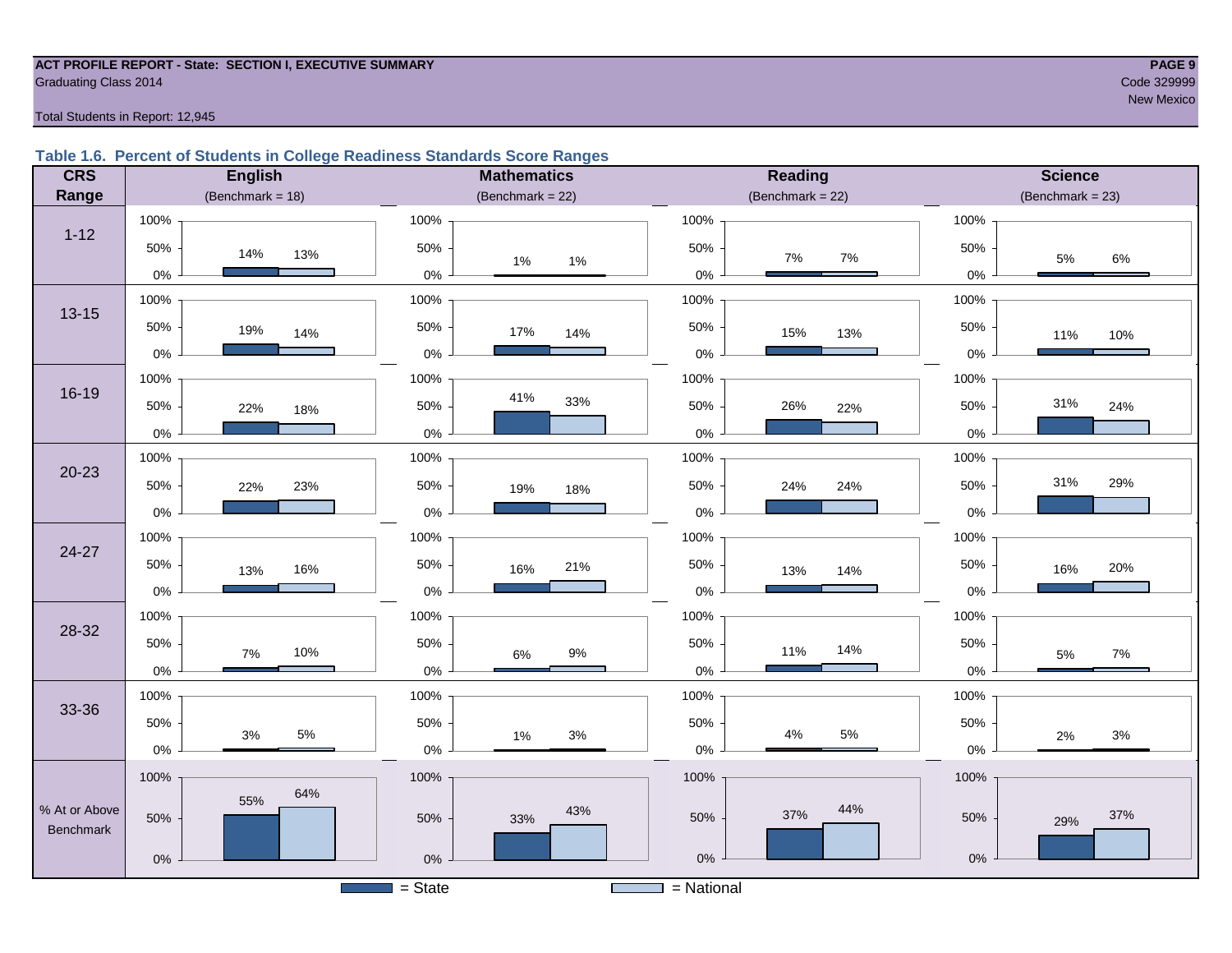**ACT PROFILE REPORT - State: SECTION I, EXECUTIVE SUMMARY**
Graduating Class 2014

Code 329999
New Mexico

Total Students in Report: 12,945

### Table 1.6. Percent of Students in College Readiness Standards Score Ranges

| CRS Range | English (Benchmark = 18) | Mathematics (Benchmark = 22) | Reading (Benchmark = 22) | Science (Benchmark = 23) |
|---|---|---|---|---|
| 1-12 | 14% 13% | 1% 1% | 7% 7% | 5% 6% |
| 13-15 | 19% 14% | 17% 14% | 15% 13% | 11% 10% |
| 16-19 | 22% 18% | 41% 33% | 26% 22% | 31% 24% |
| 20-23 | 22% 23% | 19% 18% | 24% 24% | 31% 29% |
| 24-27 | 13% 16% | 16% 21% | 13% 14% | 16% 20% |
| 28-32 | 7% 10% | 6% 9% | 11% 14% | 5% 7% |
| 33-36 | 3% 5% | 1% 3% | 4% 5% | 2% 3% |
| % At or Above Benchmark | 55% 64% | 33% 43% | 37% 44% | 29% 37% |

100%
50%
0%

= State
= National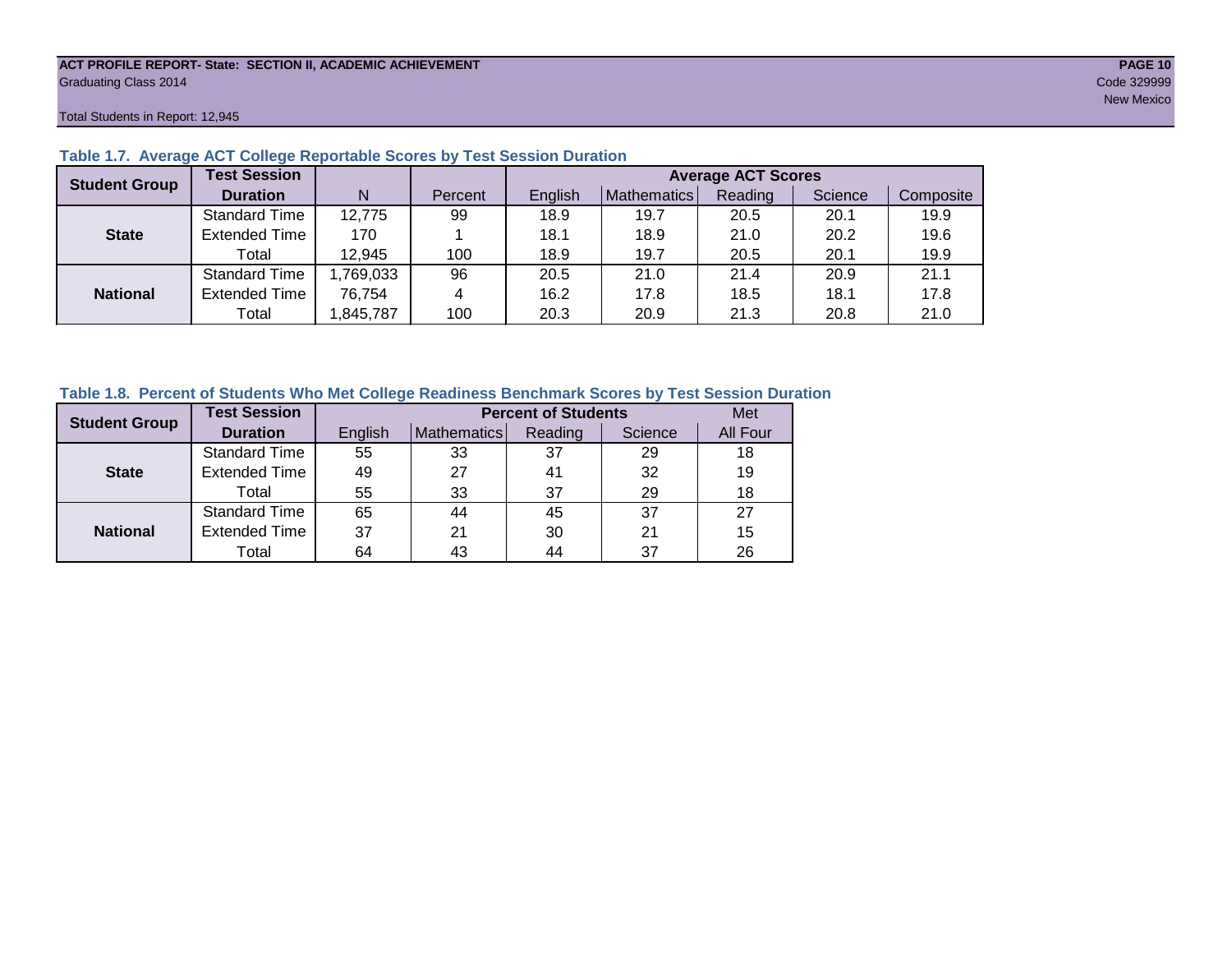Total Students in Report: 12,945

### Table 1.7. Average ACT College Reportable Scores by Test Session Duration

| Student Group | Test Session Duration | N | Percent | Average ACT Scores | | | | |
|---|---|---|---|---|---|---|---|---|
| | | | | English | Mathematics | Reading | Science | Composite |
| State | Standard Time | 12,775 | 99 | 18.9 | 19.7 | 20.5 | 20.1 | 19.9 |
| | Extended Time | 170 | 1 | 18.1 | 18.9 | 21.0 | 20.2 | 19.6 |
| | Total | 12,945 | 100 | 18.9 | 19.7 | 20.5 | 20.1 | 19.9 |
| National | Standard Time | 1,769,033 | 96 | 20.5 | 21.0 | 21.4 | 20.9 | 21.1 |
| | Extended Time | 76,754 | 4 | 16.2 | 17.8 | 18.5 | 18.1 | 17.8 |
| | Total | 1,845,787 | 100 | 20.3 | 20.9 | 21.3 | 20.8 | 21.0 |

### Table 1.8. Percent of Students Who Met College Readiness Benchmark Scores by Test Session Duration

| Student Group | Test Session Duration | Percent of Students | | | | Met |
|---|---|---|---|---|---|---|
| | | English | Mathematics | Reading | Science | All Four |
| State | Standard Time | 55 | 33 | 37 | 29 | 18 |
| | Extended Time | 49 | 27 | 41 | 32 | 19 |
| | Total | 55 | 33 | 37 | 29 | 18 |
| National | Standard Time | 65 | 44 | 45 | 37 | 27 |
| | Extended Time | 37 | 21 | 30 | 21 | 15 |
| | Total | 64 | 43 | 44 | 37 | 26 |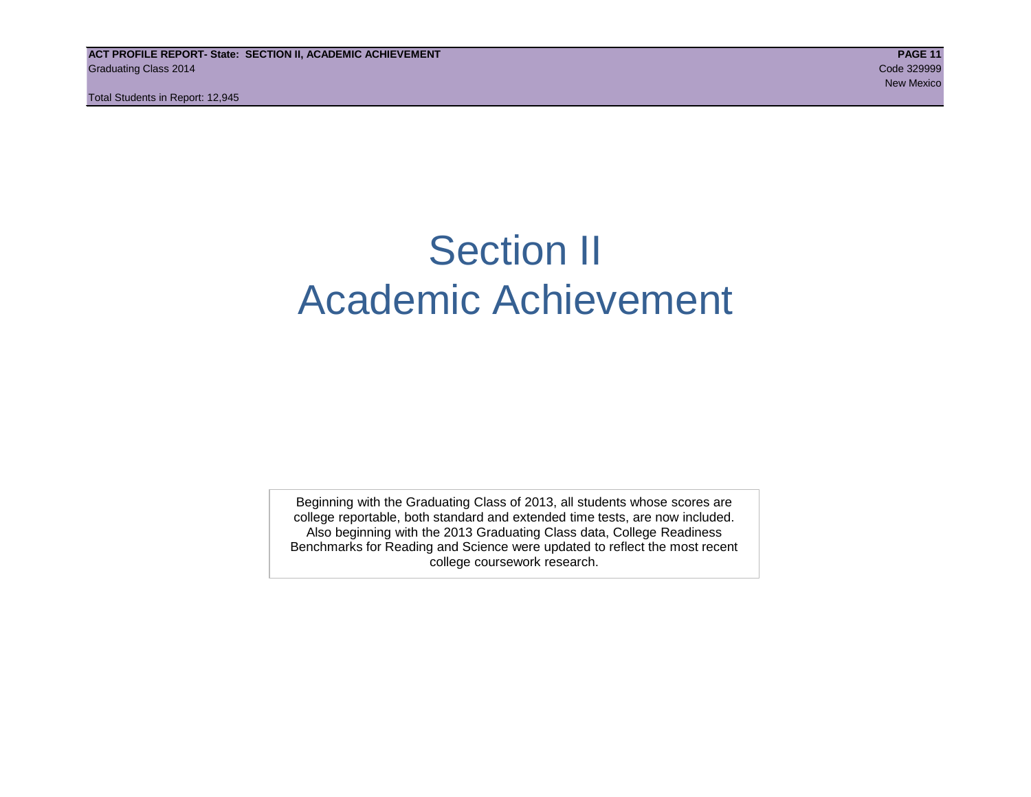# Section II
# Academic Achievement

Beginning with the Graduating Class of 2013, all students whose scores are college reportable, both standard and extended time tests, are now included. Also beginning with the 2013 Graduating Class data, College Readiness Benchmarks for Reading and Science were updated to reflect the most recent college coursework research.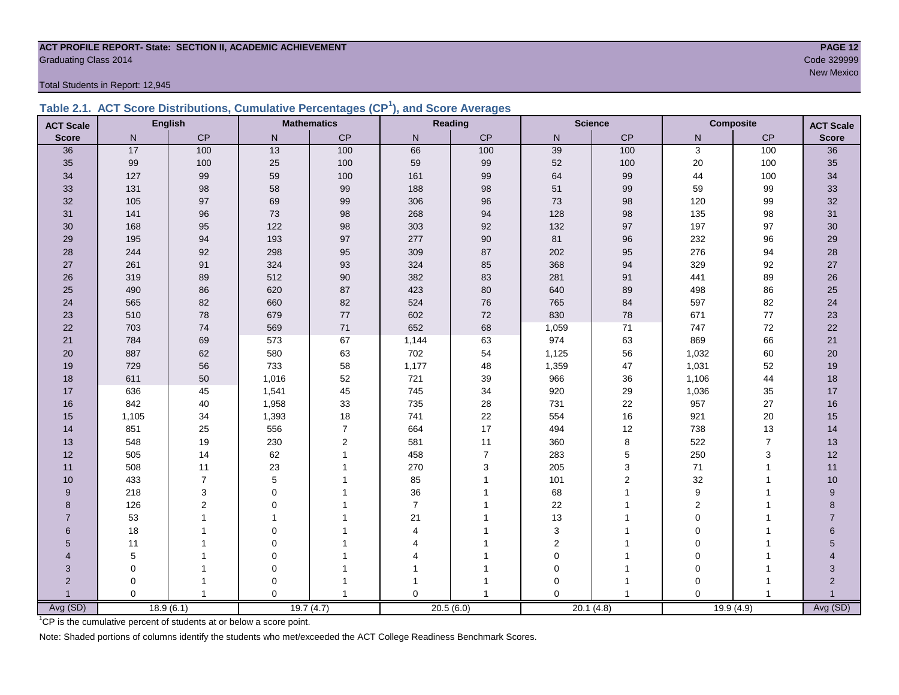**ACT PROFILE REPORT- State: SECTION II, ACADEMIC ACHIEVEMENT**

Graduating Class 2014

Code 329999

New Mexico

Total Students in Report: 12,945

## Table 2.1. ACT Score Distributions, Cumulative Percentages (CP[1]), and Score Averages

| ACT Scale | English | | Mathematics | | Reading | | Science | | Composite | | ACT Scale |
|---|---|---|---|---|---|---|---|---|---|---|---|
| Score | N | CP | N | CP | N | CP | N | CP | N | CP | Score |
| 36 | 17 | 100 | 13 | 100 | 66 | 100 | 39 | 100 | 3 | 100 | 36 |
| 35 | 99 | 100 | 25 | 100 | 59 | 99 | 52 | 100 | 20 | 100 | 35 |
| 34 | 127 | 99 | 59 | 100 | 161 | 99 | 64 | 99 | 44 | 100 | 34 |
| 33 | 131 | 98 | 58 | 99 | 188 | 98 | 51 | 99 | 59 | 99 | 33 |
| 32 | 105 | 97 | 69 | 99 | 306 | 96 | 73 | 98 | 120 | 99 | 32 |
| 31 | 141 | 96 | 73 | 98 | 268 | 94 | 128 | 98 | 135 | 98 | 31 |
| 30 | 168 | 95 | 122 | 98 | 303 | 92 | 132 | 97 | 197 | 97 | 30 |
| 29 | 195 | 94 | 193 | 97 | 277 | 90 | 81 | 96 | 232 | 96 | 29 |
| 28 | 244 | 92 | 298 | 95 | 309 | 87 | 202 | 95 | 276 | 94 | 28 |
| 27 | 261 | 91 | 324 | 93 | 324 | 85 | 368 | 94 | 329 | 92 | 27 |
| 26 | 319 | 89 | 512 | 90 | 382 | 83 | 281 | 91 | 441 | 89 | 26 |
| 25 | 490 | 86 | 620 | 87 | 423 | 80 | 640 | 89 | 498 | 86 | 25 |
| 24 | 565 | 82 | 660 | 82 | 524 | 76 | 765 | 84 | 597 | 82 | 24 |
| 23 | 510 | 78 | 679 | 77 | 602 | 72 | 830 | 78 | 671 | 77 | 23 |
| 22 | 703 | 74 | 569 | 71 | 652 | 68 | 1,059 | 71 | 747 | 72 | 22 |
| 21 | 784 | 69 | 573 | 67 | 1,144 | 63 | 974 | 63 | 869 | 66 | 21 |
| 20 | 887 | 62 | 580 | 63 | 702 | 54 | 1,125 | 56 | 1,032 | 60 | 20 |
| 19 | 729 | 56 | 733 | 58 | 1,177 | 48 | 1,359 | 47 | 1,031 | 52 | 19 |
| 18 | 611 | 50 | 1,016 | 52 | 721 | 39 | 966 | 36 | 1,106 | 44 | 18 |
| 17 | 636 | 45 | 1,541 | 45 | 745 | 34 | 920 | 29 | 1,036 | 35 | 17 |
| 16 | 842 | 40 | 1,958 | 33 | 735 | 28 | 731 | 22 | 957 | 27 | 16 |
| 15 | 1,105 | 34 | 1,393 | 18 | 741 | 22 | 554 | 16 | 921 | 20 | 15 |
| 14 | 851 | 25 | 556 | 7 | 664 | 17 | 494 | 12 | 738 | 13 | 14 |
| 13 | 548 | 19 | 230 | 2 | 581 | 11 | 360 | 8 | 522 | 7 | 13 |
| 12 | 505 | 14 | 62 | 1 | 458 | 7 | 283 | 5 | 250 | 3 | 12 |
| 11 | 508 | 11 | 23 | 1 | 270 | 3 | 205 | 3 | 71 | 1 | 11 |
| 10 | 433 | 7 | 5 | 1 | 85 | 1 | 101 | 2 | 32 | 1 | 10 |
| 9 | 218 | 3 | 0 | 1 | 36 | 1 | 68 | 1 | 9 | 1 | 9 |
| 8 | 126 | 2 | 0 | 1 | 7 | 1 | 22 | 1 | 2 | 1 | 8 |
| 7 | 53 | 1 | 1 | 1 | 21 | 1 | 13 | 1 | 0 | 1 | 7 |
| 6 | 18 | 1 | 0 | 1 | 4 | 1 | 3 | 1 | 0 | 1 | 6 |
| 5 | 11 | 1 | 0 | 1 | 4 | 1 | 2 | 1 | 0 | 1 | 5 |
| 4 | 5 | 1 | 0 | 1 | 4 | 1 | 0 | 1 | 0 | 1 | 4 |
| 3 | 0 | 1 | 0 | 1 | 1 | 1 | 0 | 1 | 0 | 1 | 3 |
| 2 | 0 | 1 | 0 | 1 | 1 | 1 | 0 | 1 | 0 | 1 | 2 |
| 1 | 0 | 1 | 0 | 1 | 0 | 1 | 0 | 1 | 0 | 1 | 1 |
| Avg (SD) | 18.9 (6.1) | | 19.7 (4.7) | | 20.5 (6.0) | | 20.1 (4.8) | | 19.9 (4.9) | | Avg (SD) |

[1]CP is the cumulative percent of students at or below a score point.

Note: Shaded portions of columns identify the students who met/exceeded the ACT College Readiness Benchmark Scores.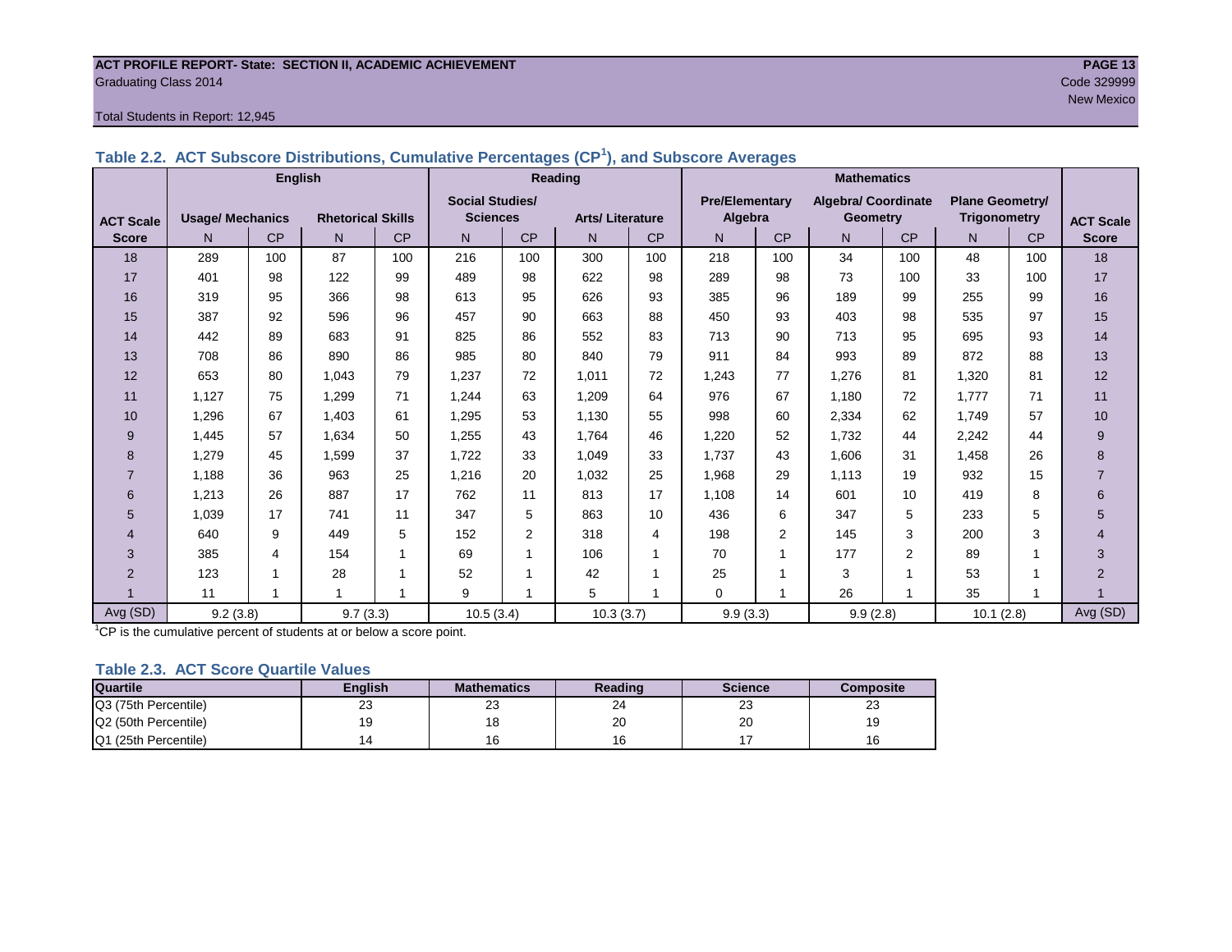**ACT PROFILE REPORT- State: SECTION II, ACADEMIC ACHIEVEMENT**
Graduating Class 2014
Code 329999
New Mexico

Total Students in Report: 12,945

### Table 2.2. ACT Subscore Distributions, Cumulative Percentages (CP[1]), and Subscore Averages

| | English | | | | Reading | | | | Mathematics | | | | | | |
|---|---|---|---|---|---|---|---|---|---|---|---|---|---|---|---|
| ACT Scale | Usage/ Mechanics | | Rhetorical Skills | | Social Studies/ Sciences | | Arts/ Literature | | Pre/Elementary Algebra | | Algebra/ Coordinate Geometry | | Plane Geometry/ Trigonometry | | ACT Scale |
| Score | N | CP | N | CP | N | CP | N | CP | N | CP | N | CP | N | CP | Score |
| 18 | 289 | 100 | 87 | 100 | 216 | 100 | 300 | 100 | 218 | 100 | 34 | 100 | 48 | 100 | 18 |
| 17 | 401 | 98 | 122 | 99 | 489 | 98 | 622 | 98 | 289 | 98 | 73 | 100 | 33 | 100 | 17 |
| 16 | 319 | 95 | 366 | 98 | 613 | 95 | 626 | 93 | 385 | 96 | 189 | 99 | 255 | 99 | 16 |
| 15 | 387 | 92 | 596 | 96 | 457 | 90 | 663 | 88 | 450 | 93 | 403 | 98 | 535 | 97 | 15 |
| 14 | 442 | 89 | 683 | 91 | 825 | 86 | 552 | 83 | 713 | 90 | 713 | 95 | 695 | 93 | 14 |
| 13 | 708 | 86 | 890 | 86 | 985 | 80 | 840 | 79 | 911 | 84 | 993 | 89 | 872 | 88 | 13 |
| 12 | 653 | 80 | 1,043 | 79 | 1,237 | 72 | 1,011 | 72 | 1,243 | 77 | 1,276 | 81 | 1,320 | 81 | 12 |
| 11 | 1,127 | 75 | 1,299 | 71 | 1,244 | 63 | 1,209 | 64 | 976 | 67 | 1,180 | 72 | 1,777 | 71 | 11 |
| 10 | 1,296 | 67 | 1,403 | 61 | 1,295 | 53 | 1,130 | 55 | 998 | 60 | 2,334 | 62 | 1,749 | 57 | 10 |
| 9 | 1,445 | 57 | 1,634 | 50 | 1,255 | 43 | 1,764 | 46 | 1,220 | 52 | 1,732 | 44 | 2,242 | 44 | 9 |
| 8 | 1,279 | 45 | 1,599 | 37 | 1,722 | 33 | 1,049 | 33 | 1,737 | 43 | 1,606 | 31 | 1,458 | 26 | 8 |
| 7 | 1,188 | 36 | 963 | 25 | 1,216 | 20 | 1,032 | 25 | 1,968 | 29 | 1,113 | 19 | 932 | 15 | 7 |
| 6 | 1,213 | 26 | 887 | 17 | 762 | 11 | 813 | 17 | 1,108 | 14 | 601 | 10 | 419 | 8 | 6 |
| 5 | 1,039 | 17 | 741 | 11 | 347 | 5 | 863 | 10 | 436 | 6 | 347 | 5 | 233 | 5 | 5 |
| 4 | 640 | 9 | 449 | 5 | 152 | 2 | 318 | 4 | 198 | 2 | 145 | 3 | 200 | 3 | 4 |
| 3 | 385 | 4 | 154 | 1 | 69 | 1 | 106 | 1 | 70 | 1 | 177 | 2 | 89 | 1 | 3 |
| 2 | 123 | 1 | 28 | 1 | 52 | 1 | 42 | 1 | 25 | 1 | 3 | 1 | 53 | 1 | 2 |
| 1 | 11 | 1 | 1 | 1 | 9 | 1 | 5 | 1 | 0 | 1 | 26 | 1 | 35 | 1 | 1 |
| Avg (SD) | 9.2 (3.8) | | 9.7 (3.3) | | 10.5 (3.4) | | 10.3 (3.7) | | 9.9 (3.3) | | 9.9 (2.8) | | 10.1 (2.8) | | Avg (SD) |

[1]CP is the cumulative percent of students at or below a score point.

### Table 2.3. ACT Score Quartile Values

| Quartile | English | Mathematics | Reading | Science | Composite |
|---|---|---|---|---|---|
| Q3 (75th Percentile) | 23 | 23 | 24 | 23 | 23 |
| Q2 (50th Percentile) | 19 | 18 | 20 | 20 | 19 |
| Q1 (25th Percentile) | 14 | 16 | 16 | 17 | 16 |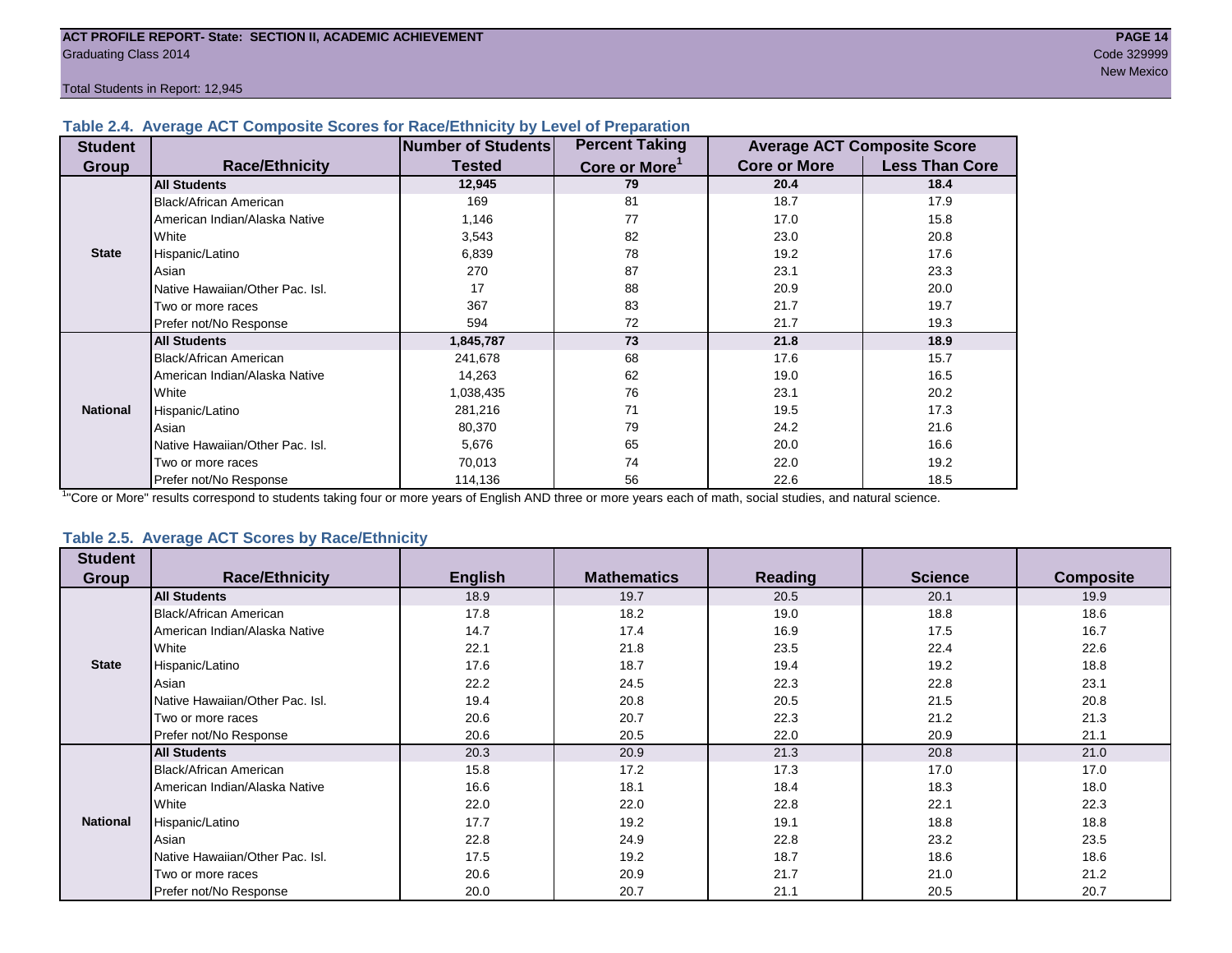**ACT PROFILE REPORT- State: SECTION II, ACADEMIC ACHIEVEMENT**
Graduating Class 2014
Code 329999
New Mexico

Total Students in Report: 12,945

### Table 2.4. Average ACT Composite Scores for Race/Ethnicity by Level of Preparation

| Student Group | Race/Ethnicity | Number of Students Tested | Percent Taking Core or More[1] | Average ACT Composite Score | |
|---|---|---|---|---|---|
| | | | | Core or More | Less Than Core |
| State | **All Students** | **12,945** | **79** | **20.4** | **18.4** |
| | Black/African American | 169 | 81 | 18.7 | 17.9 |
| | American Indian/Alaska Native | 1,146 | 77 | 17.0 | 15.8 |
| | White | 3,543 | 82 | 23.0 | 20.8 |
| | Hispanic/Latino | 6,839 | 78 | 19.2 | 17.6 |
| | Asian | 270 | 87 | 23.1 | 23.3 |
| | Native Hawaiian/Other Pac. Isl. | 17 | 88 | 20.9 | 20.0 |
| | Two or more races | 367 | 83 | 21.7 | 19.7 |
| | Prefer not/No Response | 594 | 72 | 21.7 | 19.3 |
| National | **All Students** | **1,845,787** | **73** | **21.8** | **18.9** |
| | Black/African American | 241,678 | 68 | 17.6 | 15.7 |
| | American Indian/Alaska Native | 14,263 | 62 | 19.0 | 16.5 |
| | White | 1,038,435 | 76 | 23.1 | 20.2 |
| | Hispanic/Latino | 281,216 | 71 | 19.5 | 17.3 |
| | Asian | 80,370 | 79 | 24.2 | 21.6 |
| | Native Hawaiian/Other Pac. Isl. | 5,676 | 65 | 20.0 | 16.6 |
| | Two or more races | 70,013 | 74 | 22.0 | 19.2 |
| | Prefer not/No Response | 114,136 | 56 | 22.6 | 18.5 |

[1]"Core or More" results correspond to students taking four or more years of English AND three or more years each of math, social studies, and natural science.

### Table 2.5. Average ACT Scores by Race/Ethnicity

| Student Group | Race/Ethnicity | English | Mathematics | Reading | Science | Composite |
|---|---|---|---|---|---|---|
| State | **All Students** | 18.9 | 19.7 | 20.5 | 20.1 | 19.9 |
| | Black/African American | 17.8 | 18.2 | 19.0 | 18.8 | 18.6 |
| | American Indian/Alaska Native | 14.7 | 17.4 | 16.9 | 17.5 | 16.7 |
| | White | 22.1 | 21.8 | 23.5 | 22.4 | 22.6 |
| | Hispanic/Latino | 17.6 | 18.7 | 19.4 | 19.2 | 18.8 |
| | Asian | 22.2 | 24.5 | 22.3 | 22.8 | 23.1 |
| | Native Hawaiian/Other Pac. Isl. | 19.4 | 20.8 | 20.5 | 21.5 | 20.8 |
| | Two or more races | 20.6 | 20.7 | 22.3 | 21.2 | 21.3 |
| | Prefer not/No Response | 20.6 | 20.5 | 22.0 | 20.9 | 21.1 |
| National | **All Students** | 20.3 | 20.9 | 21.3 | 20.8 | 21.0 |
| | Black/African American | 15.8 | 17.2 | 17.3 | 17.0 | 17.0 |
| | American Indian/Alaska Native | 16.6 | 18.1 | 18.4 | 18.3 | 18.0 |
| | White | 22.0 | 22.0 | 22.8 | 22.1 | 22.3 |
| | Hispanic/Latino | 17.7 | 19.2 | 19.1 | 18.8 | 18.8 |
| | Asian | 22.8 | 24.9 | 22.8 | 23.2 | 23.5 |
| | Native Hawaiian/Other Pac. Isl. | 17.5 | 19.2 | 18.7 | 18.6 | 18.6 |
| | Two or more races | 20.6 | 20.9 | 21.7 | 21.0 | 21.2 |
| | Prefer not/No Response | 20.0 | 20.7 | 21.1 | 20.5 | 20.7 |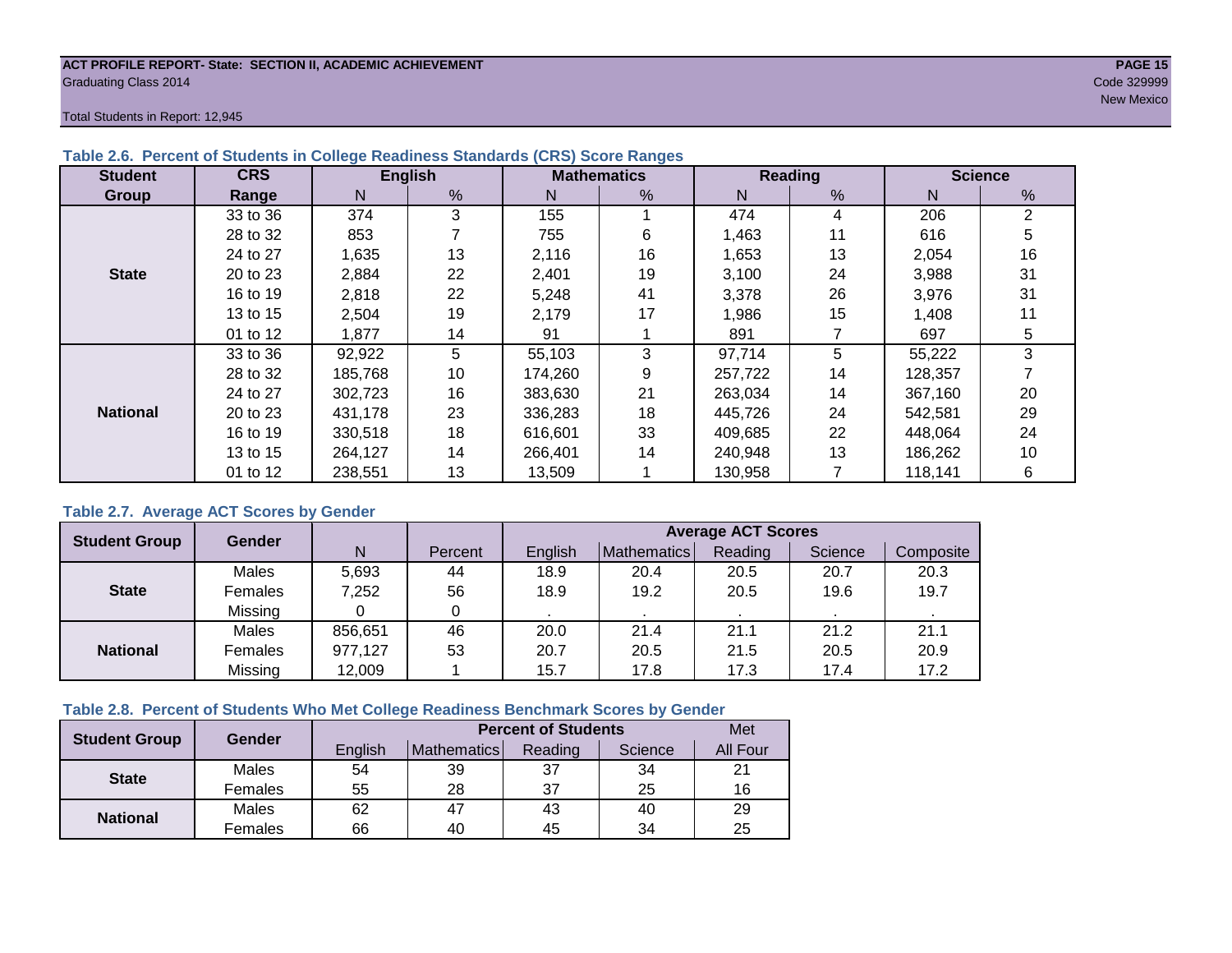**ACT PROFILE REPORT- State: SECTION II, ACADEMIC ACHIEVEMENT**
Graduating Class 2014

Code 329999
New Mexico

Total Students in Report: 12,945

### Table 2.6. Percent of Students in College Readiness Standards (CRS) Score Ranges

| Student Group | CRS Range | English | | Mathematics | | Reading | | Science | |
|---|---|---|---|---|---|---|---|---|---|
| | | N | % | N | % | N | % | N | % |
| State | 33 to 36 | 374 | 3 | 155 | 1 | 474 | 4 | 206 | 2 |
| | 28 to 32 | 853 | 7 | 755 | 6 | 1,463 | 11 | 616 | 5 |
| | 24 to 27 | 1,635 | 13 | 2,116 | 16 | 1,653 | 13 | 2,054 | 16 |
| | 20 to 23 | 2,884 | 22 | 2,401 | 19 | 3,100 | 24 | 3,988 | 31 |
| | 16 to 19 | 2,818 | 22 | 5,248 | 41 | 3,378 | 26 | 3,976 | 31 |
| | 13 to 15 | 2,504 | 19 | 2,179 | 17 | 1,986 | 15 | 1,408 | 11 |
| | 01 to 12 | 1,877 | 14 | 91 | 1 | 891 | 7 | 697 | 5 |
| National | 33 to 36 | 92,922 | 5 | 55,103 | 3 | 97,714 | 5 | 55,222 | 3 |
| | 28 to 32 | 185,768 | 10 | 174,260 | 9 | 257,722 | 14 | 128,357 | 7 |
| | 24 to 27 | 302,723 | 16 | 383,630 | 21 | 263,034 | 14 | 367,160 | 20 |
| | 20 to 23 | 431,178 | 23 | 336,283 | 18 | 445,726 | 24 | 542,581 | 29 |
| | 16 to 19 | 330,518 | 18 | 616,601 | 33 | 409,685 | 22 | 448,064 | 24 |
| | 13 to 15 | 264,127 | 14 | 266,401 | 14 | 240,948 | 13 | 186,262 | 10 |
| | 01 to 12 | 238,551 | 13 | 13,509 | 1 | 130,958 | 7 | 118,141 | 6 |

### Table 2.7. Average ACT Scores by Gender

| Student Group | Gender | N | Percent | Average ACT Scores | | | | |
|---|---|---|---|---|---|---|---|---|
| | | | | English | Mathematics | Reading | Science | Composite |
| State | Males | 5,693 | 44 | 18.9 | 20.4 | 20.5 | 20.7 | 20.3 |
| | Females | 7,252 | 56 | 18.9 | 19.2 | 20.5 | 19.6 | 19.7 |
| | Missing | 0 | 0 | . | . | . | . | . |
| National | Males | 856,651 | 46 | 20.0 | 21.4 | 21.1 | 21.2 | 21.1 |
| | Females | 977,127 | 53 | 20.7 | 20.5 | 21.5 | 20.5 | 20.9 |
| | Missing | 12,009 | 1 | 15.7 | 17.8 | 17.3 | 17.4 | 17.2 |

### Table 2.8. Percent of Students Who Met College Readiness Benchmark Scores by Gender

| Student Group | Gender | Percent of Students | | | | Met |
|---|---|---|---|---|---|---|
| | | English | Mathematics | Reading | Science | All Four |
| State | Males | 54 | 39 | 37 | 34 | 21 |
| | Females | 55 | 28 | 37 | 25 | 16 |
| National | Males | 62 | 47 | 43 | 40 | 29 |
| | Females | 66 | 40 | 45 | 34 | 25 |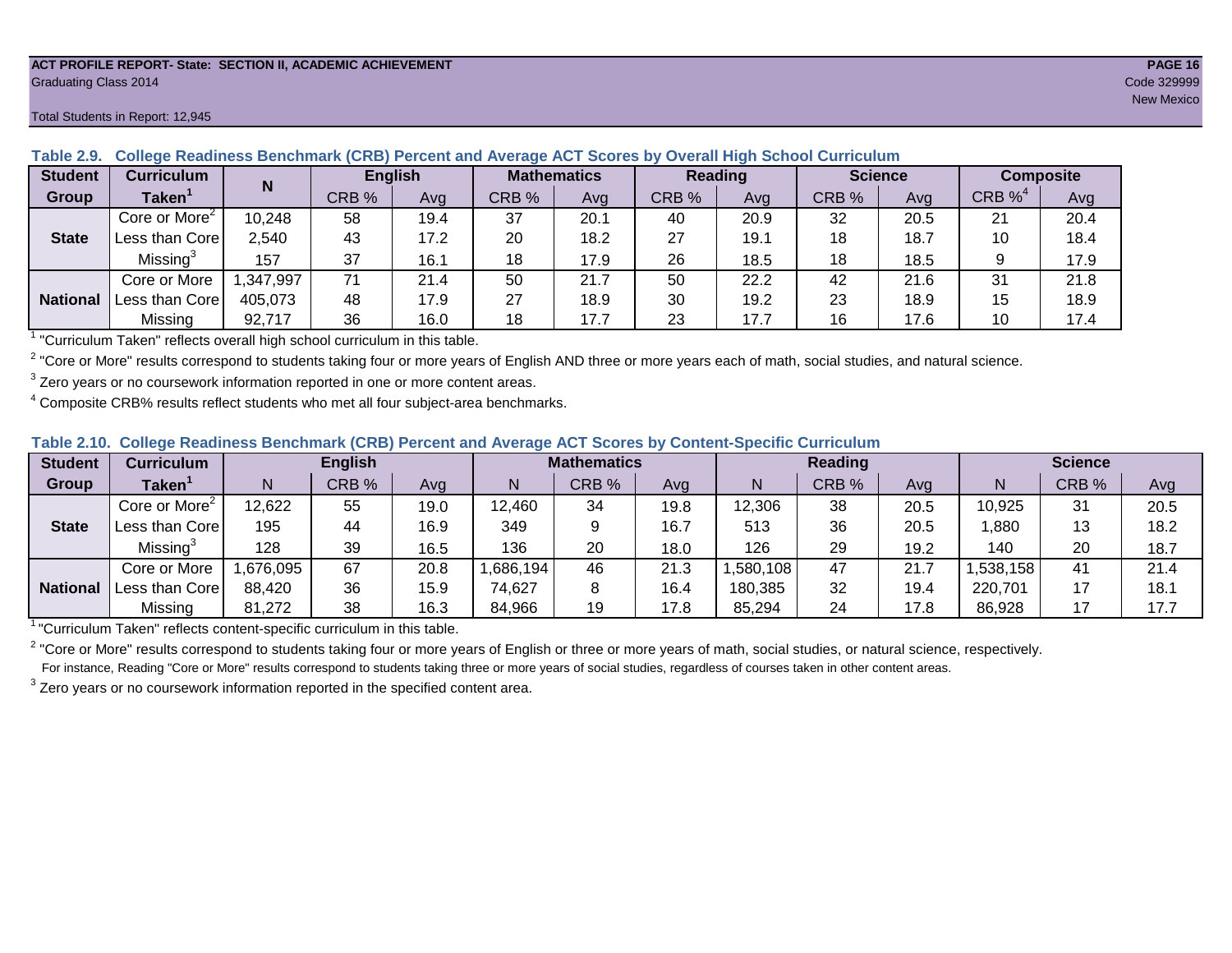Total Students in Report: 12,945

**Table 2.9. College Readiness Benchmark (CRB) Percent and Average ACT Scores by Overall High School Curriculum**

| Student Group | Curriculum Taken[1] | N | English | | Mathematics | | Reading | | Science | | Composite | |
|---|---|---|---|---|---|---|---|---|---|---|---|---|
| | | | CRB % | Avg | CRB % | Avg | CRB % | Avg | CRB % | Avg | CRB %[4] | Avg |
| State | Core or More[2] | 10,248 | 58 | 19.4 | 37 | 20.1 | 40 | 20.9 | 32 | 20.5 | 21 | 20.4 |
| | Less than Core | 2,540 | 43 | 17.2 | 20 | 18.2 | 27 | 19.1 | 18 | 18.7 | 10 | 18.4 |
| | Missing[3] | 157 | 37 | 16.1 | 18 | 17.9 | 26 | 18.5 | 18 | 18.5 | 9 | 17.9 |
| National | Core or More | 1,347,997 | 71 | 21.4 | 50 | 21.7 | 50 | 22.2 | 42 | 21.6 | 31 | 21.8 |
| | Less than Core | 405,073 | 48 | 17.9 | 27 | 18.9 | 30 | 19.2 | 23 | 18.9 | 15 | 18.9 |
| | Missing | 92,717 | 36 | 16.0 | 18 | 17.7 | 23 | 17.7 | 16 | 17.6 | 10 | 17.4 |

[1] "Curriculum Taken" reflects overall high school curriculum in this table.

[2] "Core or More" results correspond to students taking four or more years of English AND three or more years each of math, social studies, and natural science.

[3] Zero years or no coursework information reported in one or more content areas.

[4] Composite CRB% results reflect students who met all four subject-area benchmarks.

**Table 2.10. College Readiness Benchmark (CRB) Percent and Average ACT Scores by Content-Specific Curriculum**

| Student Group | Curriculum Taken[1] | English | | | Mathematics | | | Reading | | | Science | | |
|---|---|---|---|---|---|---|---|---|---|---|---|---|---|
| | | N | CRB % | Avg | N | CRB % | Avg | N | CRB % | Avg | N | CRB % | Avg |
| State | Core or More[2] | 12,622 | 55 | 19.0 | 12,460 | 34 | 19.8 | 12,306 | 38 | 20.5 | 10,925 | 31 | 20.5 |
| | Less than Core | 195 | 44 | 16.9 | 349 | 9 | 16.7 | 513 | 36 | 20.5 | 1,880 | 13 | 18.2 |
| | Missing[3] | 128 | 39 | 16.5 | 136 | 20 | 18.0 | 126 | 29 | 19.2 | 140 | 20 | 18.7 |
| National | Core or More | 1,676,095 | 67 | 20.8 | 1,686,194 | 46 | 21.3 | 1,580,108 | 47 | 21.7 | 1,538,158 | 41 | 21.4 |
| | Less than Core | 88,420 | 36 | 15.9 | 74,627 | 8 | 16.4 | 180,385 | 32 | 19.4 | 220,701 | 17 | 18.1 |
| | Missing | 81,272 | 38 | 16.3 | 84,966 | 19 | 17.8 | 85,294 | 24 | 17.8 | 86,928 | 17 | 17.7 |

[1] "Curriculum Taken" reflects content-specific curriculum in this table.

[2] "Core or More" results correspond to students taking four or more years of English or three or more years of math, social studies, or natural science, respectively.
For instance, Reading "Core or More" results correspond to students taking three or more years of social studies, regardless of courses taken in other content areas.

[3] Zero years or no coursework information reported in the specified content area.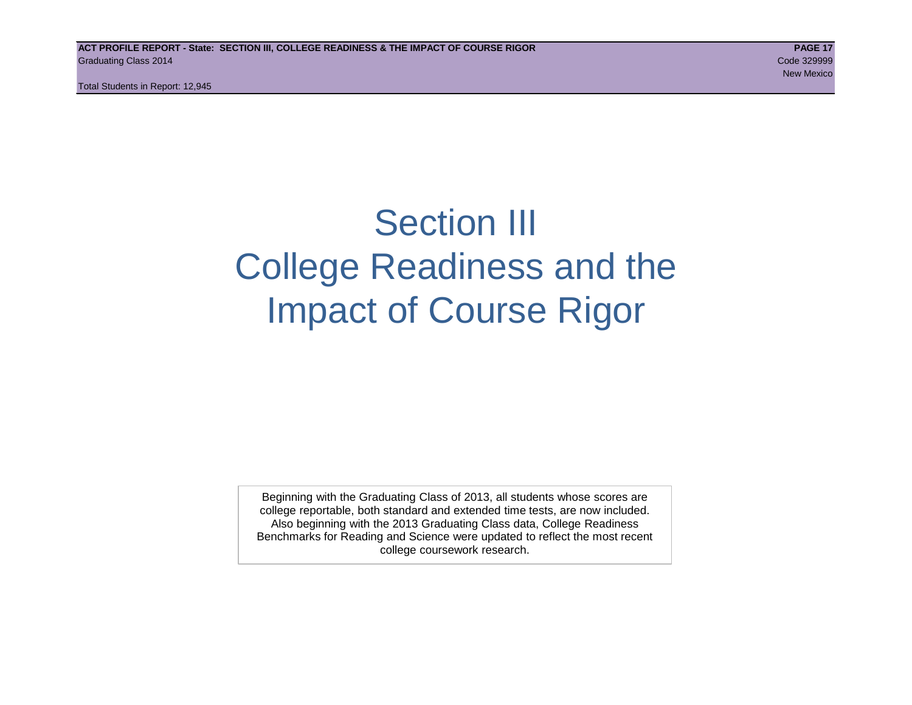# Section III
# College Readiness and the Impact of Course Rigor

Beginning with the Graduating Class of 2013, all students whose scores are college reportable, both standard and extended time tests, are now included. Also beginning with the 2013 Graduating Class data, College Readiness Benchmarks for Reading and Science were updated to reflect the most recent college coursework research.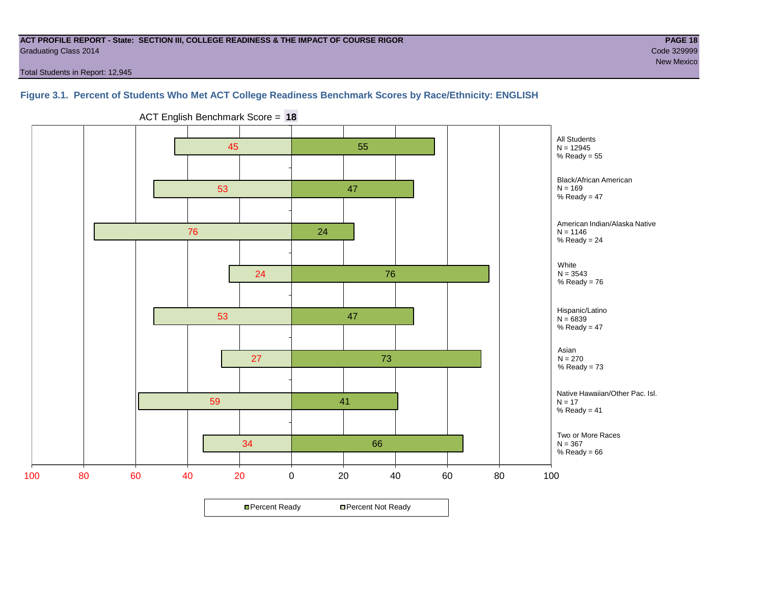**ACT PROFILE REPORT - State: SECTION III, COLLEGE READINESS & THE IMPACT OF COURSE RIGOR**
Graduating Class 2014
Code 329999
New Mexico
Total Students in Report: 12,945

### Figure 3.1. Percent of Students Who Met ACT College Readiness Benchmark Scores by Race/Ethnicity: ENGLISH

ACT English Benchmark Score = **18**

45
55
All Students
N = 12945
% Ready = 55

53
47
Black/African American
N = 169
% Ready = 47

76
24
American Indian/Alaska Native
N = 1146
% Ready = 24

24
76
White
N = 3543
% Ready = 76

53
47
Hispanic/Latino
N = 6839
% Ready = 47

27
73
Asian
N = 270
% Ready = 73

59
41
Native Hawaiian/Other Pac. Isl.
N = 17
% Ready = 41

34
66
Two or More Races
N = 367
% Ready = 66

100 80 60 40 20 0 20 40 60 80 100

Percent Ready
Percent Not Ready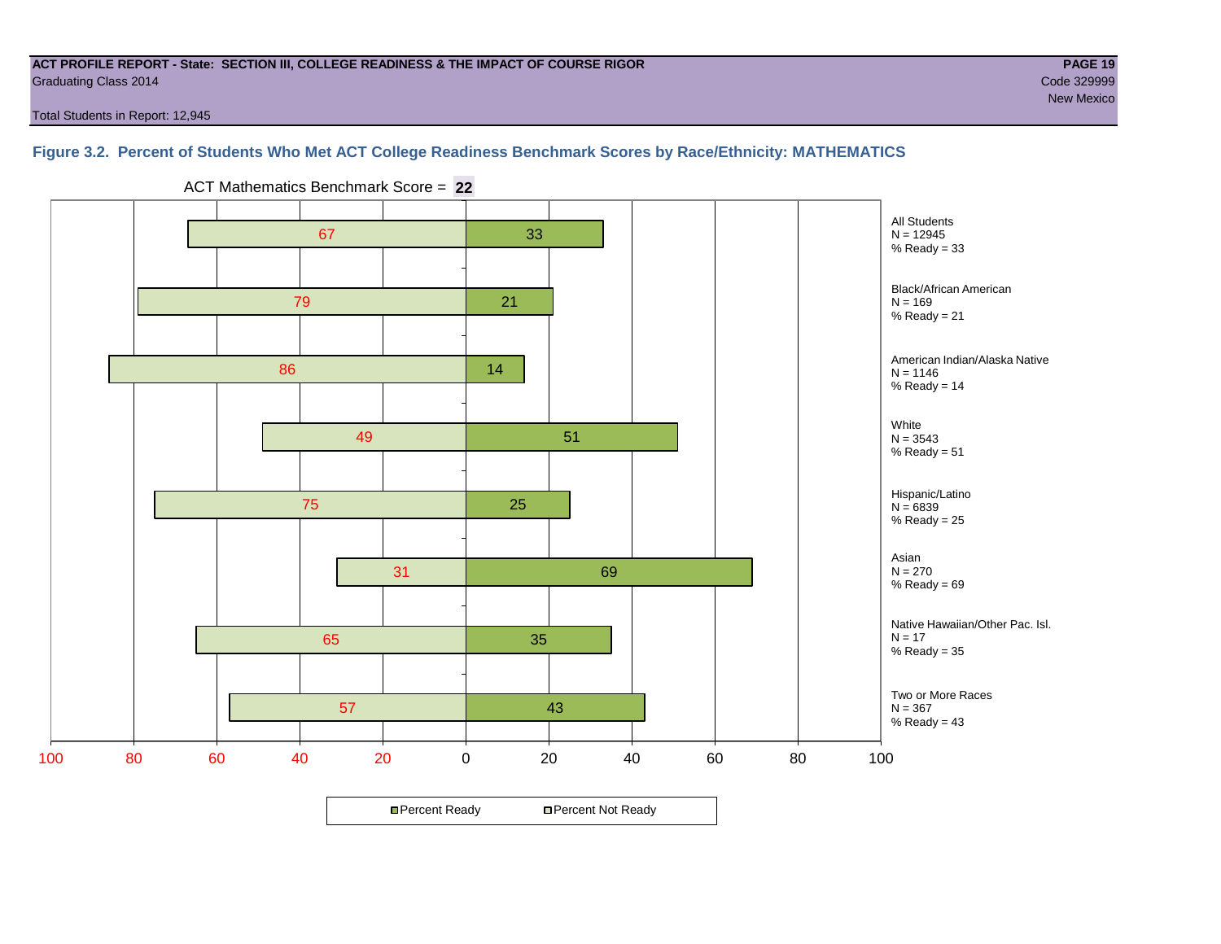ACT PROFILE REPORT - State: SECTION III, COLLEGE READINESS & THE IMPACT OF COURSE RIGOR
Graduating Class 2014
Code 329999
New Mexico
Total Students in Report: 12,945

**Figure 3.2. Percent of Students Who Met ACT College Readiness Benchmark Scores by Race/Ethnicity: MATHEMATICS**

ACT Mathematics Benchmark Score = **22**

67
33

All Students
N = 12945
% Ready = 33

79
21

Black/African American
N = 169
% Ready = 21

86
14

American Indian/Alaska Native
N = 1146
% Ready = 14

49
51

White
N = 3543
% Ready = 51

75
25

Hispanic/Latino
N = 6839
% Ready = 25

31
69

Asian
N = 270
% Ready = 69

65
35

Native Hawaiian/Other Pac. Isl.
N = 17
% Ready = 35

57
43

Two or More Races
N = 367
% Ready = 43

100 80 60 40 20 0 20 40 60 80 100

Percent Ready
Percent Not Ready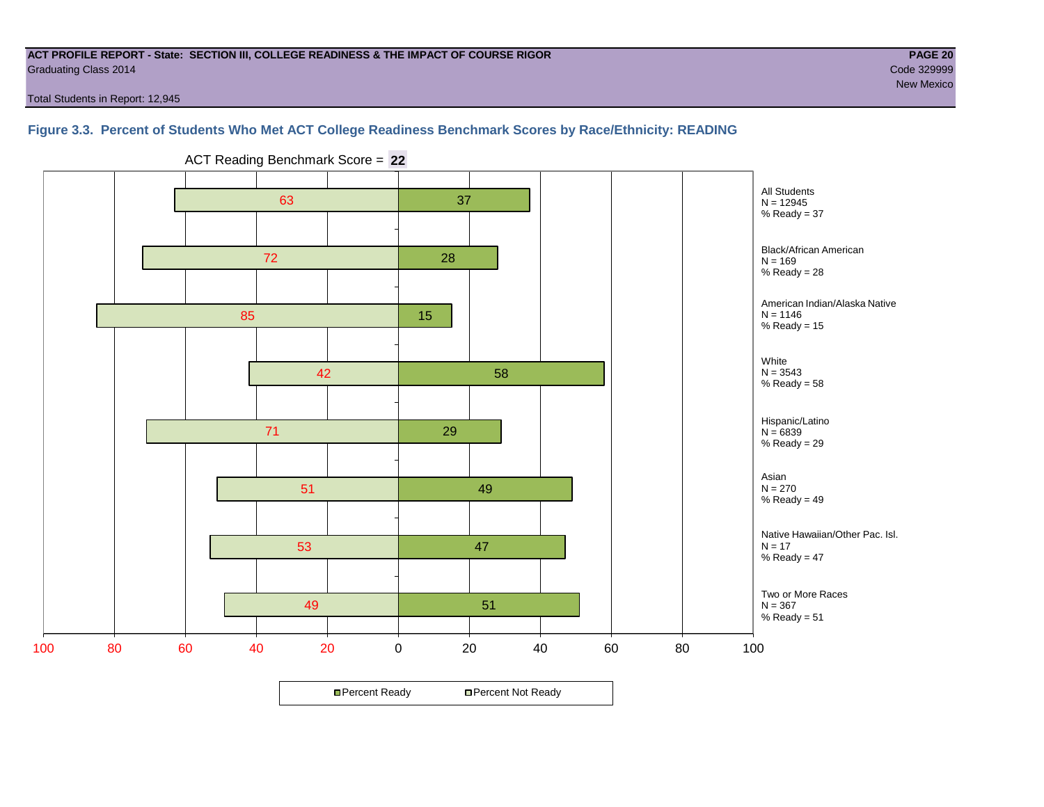ACT PROFILE REPORT - State: SECTION III, COLLEGE READINESS & THE IMPACT OF COURSE RIGOR
Graduating Class 2014
Code 329999
New Mexico
Total Students in Report: 12,945

**Figure 3.3. Percent of Students Who Met ACT College Readiness Benchmark Scores by Race/Ethnicity: READING**

ACT Reading Benchmark Score = **22**

63 37

All Students
N = 12945
% Ready = 37

72 28

Black/African American
N = 169
% Ready = 28

85 15

American Indian/Alaska Native
N = 1146
% Ready = 15

42 58

White
N = 3543
% Ready = 58

71 29

Hispanic/Latino
N = 6839
% Ready = 29

51 49

Asian
N = 270
% Ready = 49

53 47

Native Hawaiian/Other Pac. Isl.
N = 17
% Ready = 47

49 51

Two or More Races
N = 367
% Ready = 51

100 80 60 40 20 0 20 40 60 80 100

Percent Ready
Percent Not Ready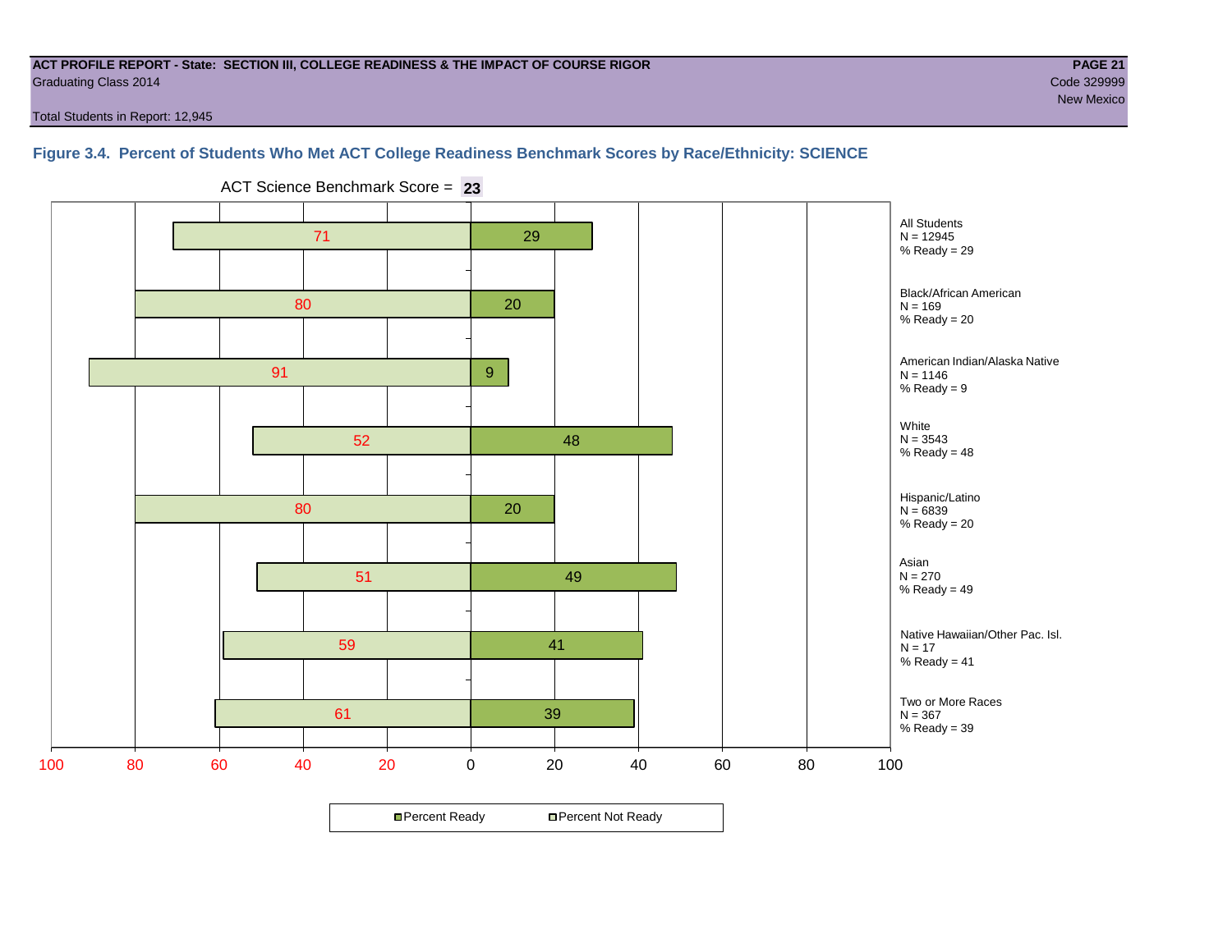ACT PROFILE REPORT - State: SECTION III, COLLEGE READINESS & THE IMPACT OF COURSE RIGOR
Graduating Class 2014
Code 329999
New Mexico
Total Students in Report: 12,945

**Figure 3.4. Percent of Students Who Met ACT College Readiness Benchmark Scores by Race/Ethnicity: SCIENCE**

ACT Science Benchmark Score = **23**

71
29
All Students
N = 12945
% Ready = 29

80
20
Black/African American
N = 169
% Ready = 20

91
9
American Indian/Alaska Native
N = 1146
% Ready = 9

52
48
White
N = 3543
% Ready = 48

80
20
Hispanic/Latino
N = 6839
% Ready = 20

51
49
Asian
N = 270
% Ready = 49

59
41
Native Hawaiian/Other Pac. Isl.
N = 17
% Ready = 41

61
39
Two or More Races
N = 367
% Ready = 39

100 80 60 40 20 0 20 40 60 80 100

Percent Ready
Percent Not Ready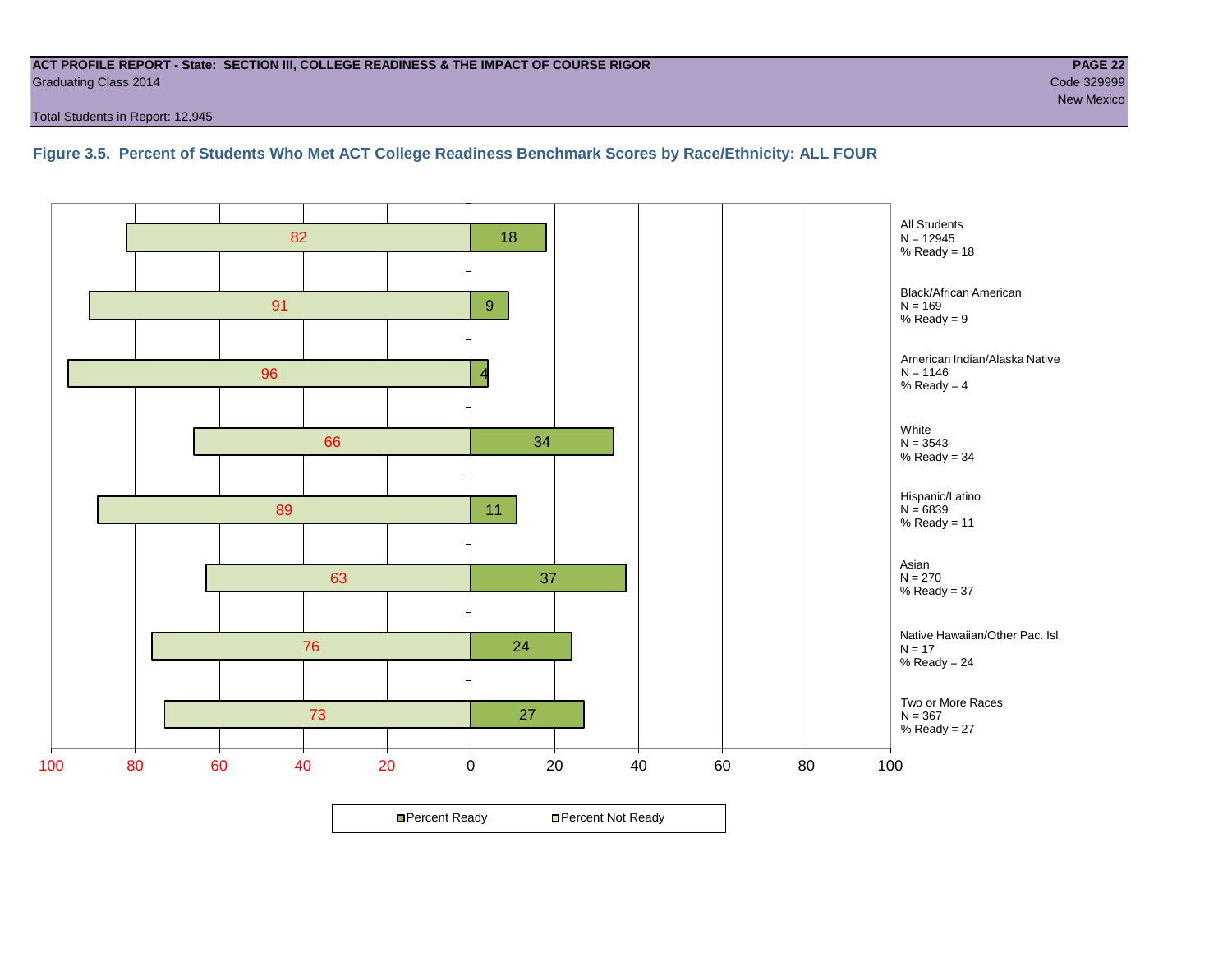ACT PROFILE REPORT - State: SECTION III, COLLEGE READINESS & THE IMPACT OF COURSE RIGOR

Graduating Class 2014

Code 329999

New Mexico

Total Students in Report: 12,945

**Figure 3.5. Percent of Students Who Met ACT College Readiness Benchmark Scores by Race/Ethnicity: ALL FOUR**

82
18

91
9

96
4

66
34

89
11

63
37

76
24

73
27

100 80 60 40 20 0 20 40 60 80 100

All Students
N = 12945
% Ready = 18

Black/African American
N = 169
% Ready = 9

American Indian/Alaska Native
N = 1146
% Ready = 4

White
N = 3543
% Ready = 34

Hispanic/Latino
N = 6839
% Ready = 11

Asian
N = 270
% Ready = 37

Native Hawaiian/Other Pac. Isl.
N = 17
% Ready = 24

Two or More Races
N = 367
% Ready = 27

Percent Ready
Percent Not Ready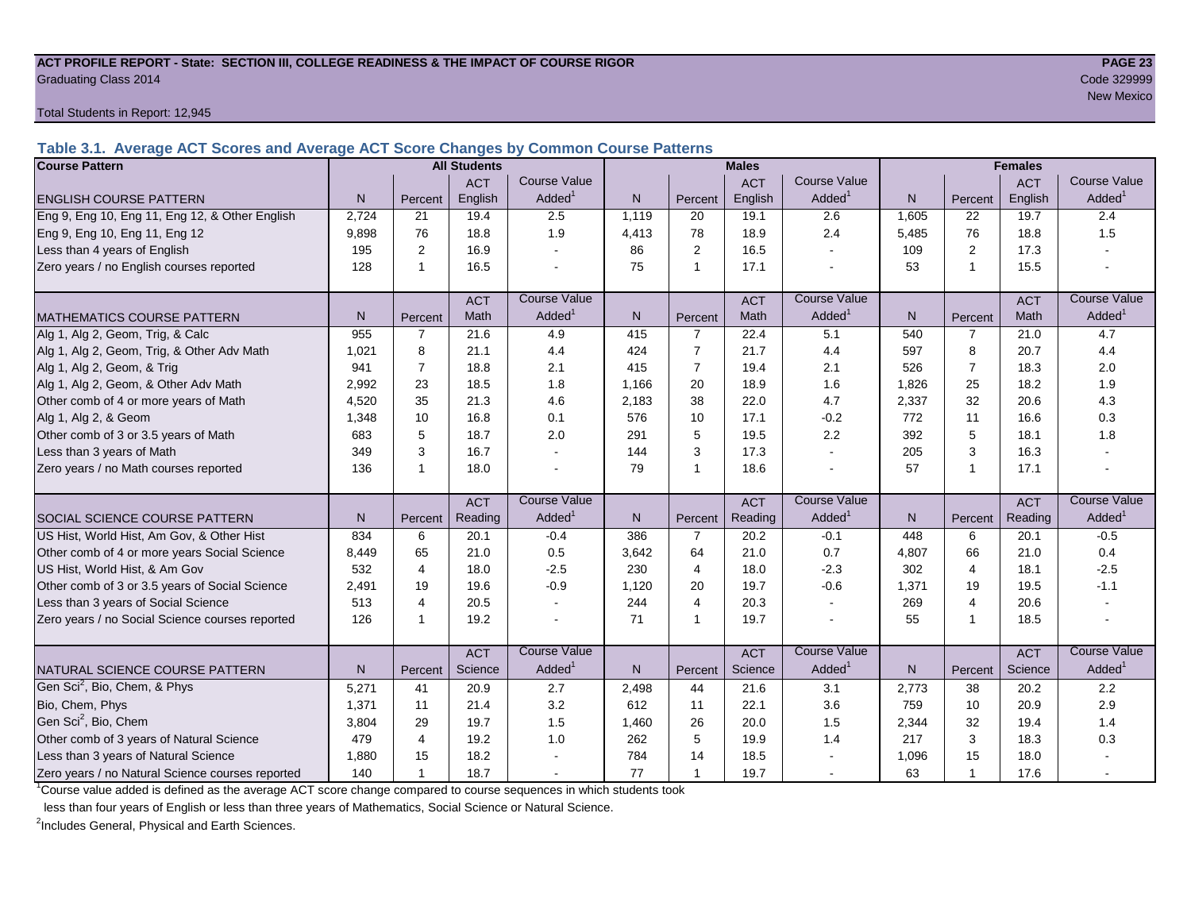ACT PROFILE REPORT - State: SECTION III, COLLEGE READINESS & THE IMPACT OF COURSE RIGOR

Graduating Class 2014

Code 329999

New Mexico

Total Students in Report: 12,945

### Table 3.1. Average ACT Scores and Average ACT Score Changes by Common Course Patterns

| Course Pattern | All Students | | | | Males | | | | Females | | | |
|---|---|---|---|---|---|---|---|---|---|---|---|---|
| ENGLISH COURSE PATTERN | N | Percent | ACT English | Course Value Added[1] | N | Percent | ACT English | Course Value Added[1] | N | Percent | ACT English | Course Value Added[1] |
| Eng 9, Eng 10, Eng 11, Eng 12, & Other English | 2,724 | 21 | 19.4 | 2.5 | 1,119 | 20 | 19.1 | 2.6 | 1,605 | 22 | 19.7 | 2.4 |
| Eng 9, Eng 10, Eng 11, Eng 12 | 9,898 | 76 | 18.8 | 1.9 | 4,413 | 78 | 18.9 | 2.4 | 5,485 | 76 | 18.8 | 1.5 |
| Less than 4 years of English | 195 | 2 | 16.9 | - | 86 | 2 | 16.5 | - | 109 | 2 | 17.3 | - |
| Zero years / no English courses reported | 128 | 1 | 16.5 | - | 75 | 1 | 17.1 | - | 53 | 1 | 15.5 | - |
| MATHEMATICS COURSE PATTERN | N | Percent | ACT Math | Course Value Added[1] | N | Percent | ACT Math | Course Value Added[1] | N | Percent | ACT Math | Course Value Added[1] |
| Alg 1, Alg 2, Geom, Trig, & Calc | 955 | 7 | 21.6 | 4.9 | 415 | 7 | 22.4 | 5.1 | 540 | 7 | 21.0 | 4.7 |
| Alg 1, Alg 2, Geom, Trig, & Other Adv Math | 1,021 | 8 | 21.1 | 4.4 | 424 | 7 | 21.7 | 4.4 | 597 | 8 | 20.7 | 4.4 |
| Alg 1, Alg 2, Geom, & Trig | 941 | 7 | 18.8 | 2.1 | 415 | 7 | 19.4 | 2.1 | 526 | 7 | 18.3 | 2.0 |
| Alg 1, Alg 2, Geom, & Other Adv Math | 2,992 | 23 | 18.5 | 1.8 | 1,166 | 20 | 18.9 | 1.6 | 1,826 | 25 | 18.2 | 1.9 |
| Other comb of 4 or more years of Math | 4,520 | 35 | 21.3 | 4.6 | 2,183 | 38 | 22.0 | 4.7 | 2,337 | 32 | 20.6 | 4.3 |
| Alg 1, Alg 2, & Geom | 1,348 | 10 | 16.8 | 0.1 | 576 | 10 | 17.1 | -0.2 | 772 | 11 | 16.6 | 0.3 |
| Other comb of 3 or 3.5 years of Math | 683 | 5 | 18.7 | 2.0 | 291 | 5 | 19.5 | 2.2 | 392 | 5 | 18.1 | 1.8 |
| Less than 3 years of Math | 349 | 3 | 16.7 | - | 144 | 3 | 17.3 | - | 205 | 3 | 16.3 | - |
| Zero years / no Math courses reported | 136 | 1 | 18.0 | - | 79 | 1 | 18.6 | - | 57 | 1 | 17.1 | - |
| SOCIAL SCIENCE COURSE PATTERN | N | Percent | ACT Reading | Course Value Added[1] | N | Percent | ACT Reading | Course Value Added[1] | N | Percent | ACT Reading | Course Value Added[1] |
| US Hist, World Hist, Am Gov, & Other Hist | 834 | 6 | 20.1 | -0.4 | 386 | 7 | 20.2 | -0.1 | 448 | 6 | 20.1 | -0.5 |
| Other comb of 4 or more years Social Science | 8,449 | 65 | 21.0 | 0.5 | 3,642 | 64 | 21.0 | 0.7 | 4,807 | 66 | 21.0 | 0.4 |
| US Hist, World Hist, & Am Gov | 532 | 4 | 18.0 | -2.5 | 230 | 4 | 18.0 | -2.3 | 302 | 4 | 18.1 | -2.5 |
| Other comb of 3 or 3.5 years of Social Science | 2,491 | 19 | 19.6 | -0.9 | 1,120 | 20 | 19.7 | -0.6 | 1,371 | 19 | 19.5 | -1.1 |
| Less than 3 years of Social Science | 513 | 4 | 20.5 | - | 244 | 4 | 20.3 | - | 269 | 4 | 20.6 | - |
| Zero years / no Social Science courses reported | 126 | 1 | 19.2 | - | 71 | 1 | 19.7 | - | 55 | 1 | 18.5 | - |
| NATURAL SCIENCE COURSE PATTERN | N | Percent | ACT Science | Course Value Added[1] | N | Percent | ACT Science | Course Value Added[1] | N | Percent | ACT Science | Course Value Added[1] |
| Gen Sci[2], Bio, Chem, & Phys | 5,271 | 41 | 20.9 | 2.7 | 2,498 | 44 | 21.6 | 3.1 | 2,773 | 38 | 20.2 | 2.2 |
| Bio, Chem, Phys | 1,371 | 11 | 21.4 | 3.2 | 612 | 11 | 22.1 | 3.6 | 759 | 10 | 20.9 | 2.9 |
| Gen Sci[2], Bio, Chem | 3,804 | 29 | 19.7 | 1.5 | 1,460 | 26 | 20.0 | 1.5 | 2,344 | 32 | 19.4 | 1.4 |
| Other comb of 3 years of Natural Science | 479 | 4 | 19.2 | 1.0 | 262 | 5 | 19.9 | 1.4 | 217 | 3 | 18.3 | 0.3 |
| Less than 3 years of Natural Science | 1,880 | 15 | 18.2 | - | 784 | 14 | 18.5 | - | 1,096 | 15 | 18.0 | - |
| Zero years / no Natural Science courses reported | 140 | 1 | 18.7 | - | 77 | 1 | 19.7 | - | 63 | 1 | 17.6 | - |

[1]Course value added is defined as the average ACT score change compared to course sequences in which students took less than four years of English or less than three years of Mathematics, Social Science or Natural Science.

[2]Includes General, Physical and Earth Sciences.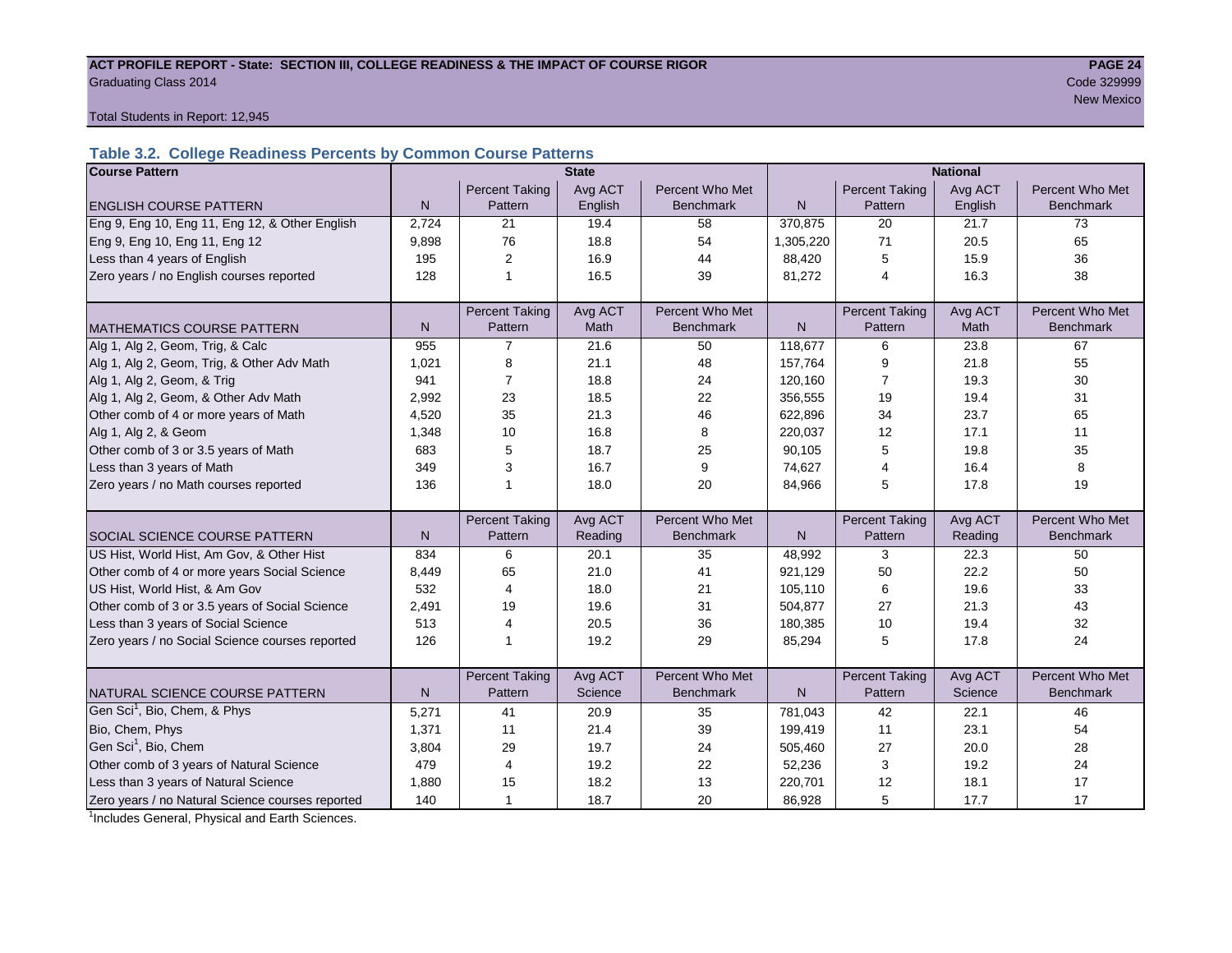**ACT PROFILE REPORT - State: SECTION III, COLLEGE READINESS & THE IMPACT OF COURSE RIGOR**
Graduating Class 2014
Code 329999
New Mexico

Total Students in Report: 12,945

### Table 3.2. College Readiness Percents by Common Course Patterns

| Course Pattern | State | | | | National | | | |
|---|---|---|---|---|---|---|---|---|
| ENGLISH COURSE PATTERN | N | Percent Taking Pattern | Avg ACT English | Percent Who Met Benchmark | N | Percent Taking Pattern | Avg ACT English | Percent Who Met Benchmark |
| Eng 9, Eng 10, Eng 11, Eng 12, & Other English | 2,724 | 21 | 19.4 | 58 | 370,875 | 20 | 21.7 | 73 |
| Eng 9, Eng 10, Eng 11, Eng 12 | 9,898 | 76 | 18.8 | 54 | 1,305,220 | 71 | 20.5 | 65 |
| Less than 4 years of English | 195 | 2 | 16.9 | 44 | 88,420 | 5 | 15.9 | 36 |
| Zero years / no English courses reported | 128 | 1 | 16.5 | 39 | 81,272 | 4 | 16.3 | 38 |
| MATHEMATICS COURSE PATTERN | N | Percent Taking Pattern | Avg ACT Math | Percent Who Met Benchmark | N | Percent Taking Pattern | Avg ACT Math | Percent Who Met Benchmark |
| Alg 1, Alg 2, Geom, Trig, & Calc | 955 | 7 | 21.6 | 50 | 118,677 | 6 | 23.8 | 67 |
| Alg 1, Alg 2, Geom, Trig, & Other Adv Math | 1,021 | 8 | 21.1 | 48 | 157,764 | 9 | 21.8 | 55 |
| Alg 1, Alg 2, Geom, & Trig | 941 | 7 | 18.8 | 24 | 120,160 | 7 | 19.3 | 30 |
| Alg 1, Alg 2, Geom, & Other Adv Math | 2,992 | 23 | 18.5 | 22 | 356,555 | 19 | 19.4 | 31 |
| Other comb of 4 or more years of Math | 4,520 | 35 | 21.3 | 46 | 622,896 | 34 | 23.7 | 65 |
| Alg 1, Alg 2, & Geom | 1,348 | 10 | 16.8 | 8 | 220,037 | 12 | 17.1 | 11 |
| Other comb of 3 or 3.5 years of Math | 683 | 5 | 18.7 | 25 | 90,105 | 5 | 19.8 | 35 |
| Less than 3 years of Math | 349 | 3 | 16.7 | 9 | 74,627 | 4 | 16.4 | 8 |
| Zero years / no Math courses reported | 136 | 1 | 18.0 | 20 | 84,966 | 5 | 17.8 | 19 |
| SOCIAL SCIENCE COURSE PATTERN | N | Percent Taking Pattern | Avg ACT Reading | Percent Who Met Benchmark | N | Percent Taking Pattern | Avg ACT Reading | Percent Who Met Benchmark |
| US Hist, World Hist, Am Gov, & Other Hist | 834 | 6 | 20.1 | 35 | 48,992 | 3 | 22.3 | 50 |
| Other comb of 4 or more years Social Science | 8,449 | 65 | 21.0 | 41 | 921,129 | 50 | 22.2 | 50 |
| US Hist, World Hist, & Am Gov | 532 | 4 | 18.0 | 21 | 105,110 | 6 | 19.6 | 33 |
| Other comb of 3 or 3.5 years of Social Science | 2,491 | 19 | 19.6 | 31 | 504,877 | 27 | 21.3 | 43 |
| Less than 3 years of Social Science | 513 | 4 | 20.5 | 36 | 180,385 | 10 | 19.4 | 32 |
| Zero years / no Social Science courses reported | 126 | 1 | 19.2 | 29 | 85,294 | 5 | 17.8 | 24 |
| NATURAL SCIENCE COURSE PATTERN | N | Percent Taking Pattern | Avg ACT Science | Percent Who Met Benchmark | N | Percent Taking Pattern | Avg ACT Science | Percent Who Met Benchmark |
| Gen Sci[1], Bio, Chem, & Phys | 5,271 | 41 | 20.9 | 35 | 781,043 | 42 | 22.1 | 46 |
| Bio, Chem, Phys | 1,371 | 11 | 21.4 | 39 | 199,419 | 11 | 23.1 | 54 |
| Gen Sci[1], Bio, Chem | 3,804 | 29 | 19.7 | 24 | 505,460 | 27 | 20.0 | 28 |
| Other comb of 3 years of Natural Science | 479 | 4 | 19.2 | 22 | 52,236 | 3 | 19.2 | 24 |
| Less than 3 years of Natural Science | 1,880 | 15 | 18.2 | 13 | 220,701 | 12 | 18.1 | 17 |
| Zero years / no Natural Science courses reported | 140 | 1 | 18.7 | 20 | 86,928 | 5 | 17.7 | 17 |

[1]Includes General, Physical and Earth Sciences.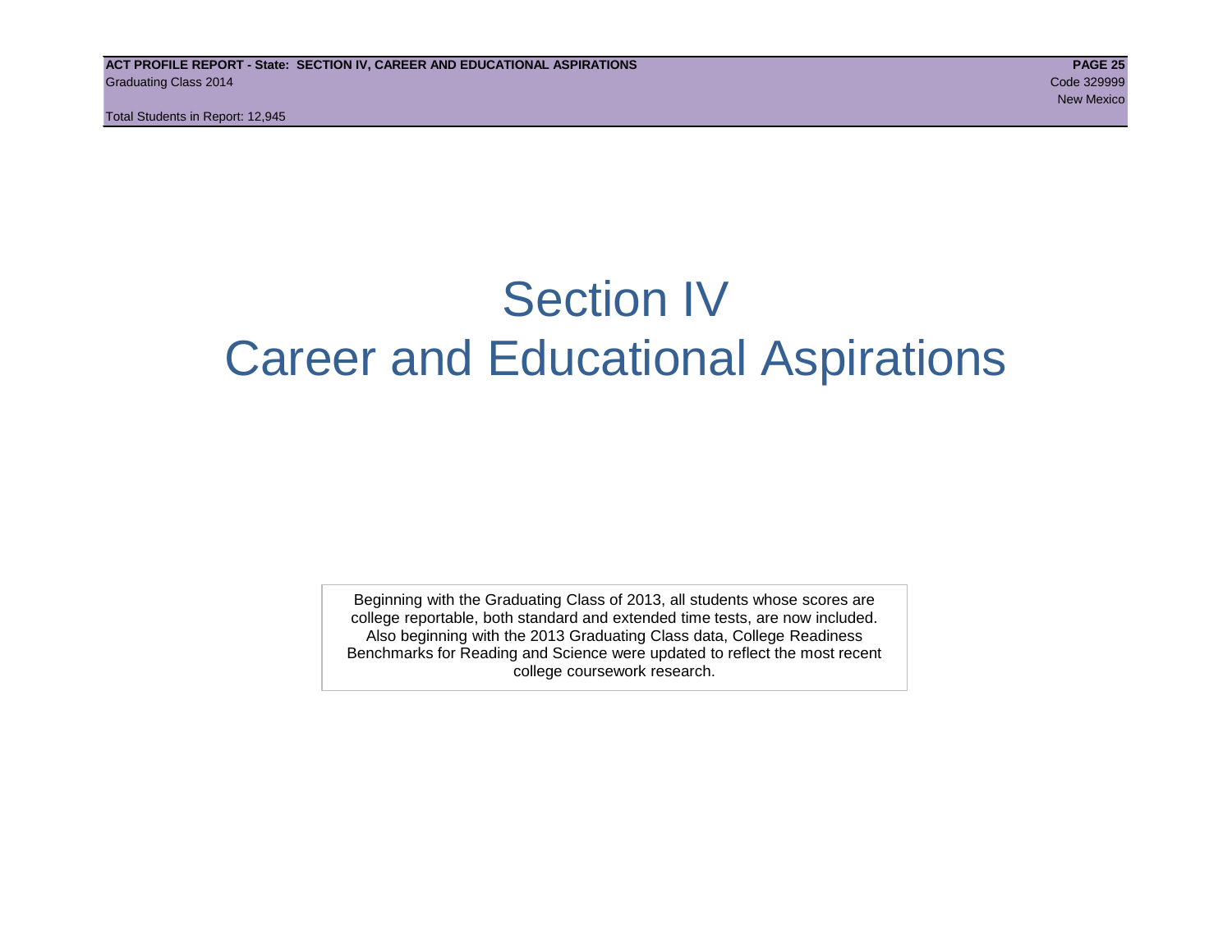# Section IV
# Career and Educational Aspirations

Beginning with the Graduating Class of 2013, all students whose scores are college reportable, both standard and extended time tests, are now included. Also beginning with the 2013 Graduating Class data, College Readiness Benchmarks for Reading and Science were updated to reflect the most recent college coursework research.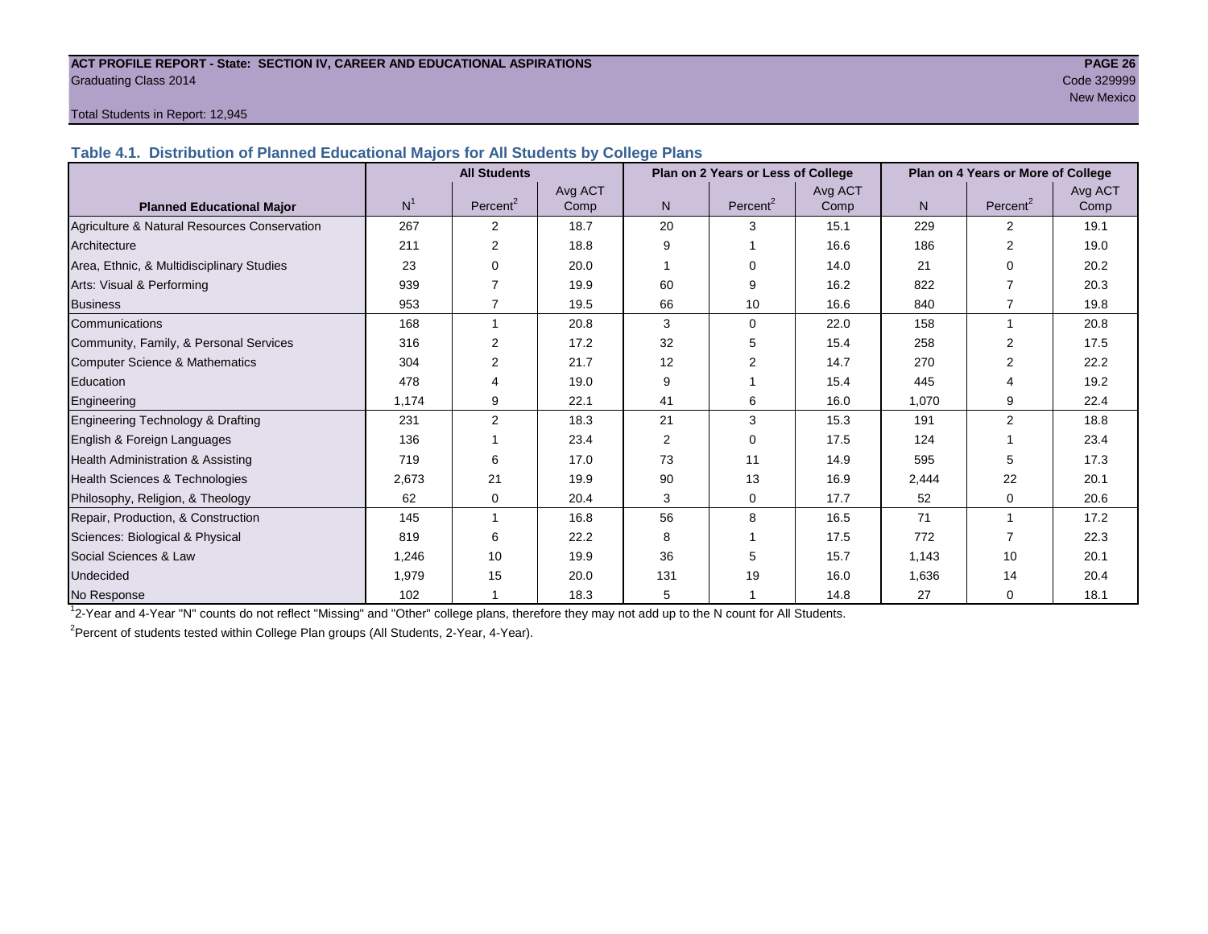## ACT PROFILE REPORT - State: SECTION IV, CAREER AND EDUCATIONAL ASPIRATIONS

Graduating Class 2014

Code 329999

New Mexico

Total Students in Report: 12,945

### Table 4.1. Distribution of Planned Educational Majors for All Students by College Plans

| | All Students | | | Plan on 2 Years or Less of College | | | Plan on 4 Years or More of College | | |
|---|---|---|---|---|---|---|---|---|---|
| Planned Educational Major | N[1] | Percent[2] | Avg ACT Comp | N | Percent[2] | Avg ACT Comp | N | Percent[2] | Avg ACT Comp |
| Agriculture & Natural Resources Conservation | 267 | 2 | 18.7 | 20 | 3 | 15.1 | 229 | 2 | 19.1 |
| Architecture | 211 | 2 | 18.8 | 9 | 1 | 16.6 | 186 | 2 | 19.0 |
| Area, Ethnic, & Multidisciplinary Studies | 23 | 0 | 20.0 | 1 | 0 | 14.0 | 21 | 0 | 20.2 |
| Arts: Visual & Performing | 939 | 7 | 19.9 | 60 | 9 | 16.2 | 822 | 7 | 20.3 |
| Business | 953 | 7 | 19.5 | 66 | 10 | 16.6 | 840 | 7 | 19.8 |
| Communications | 168 | 1 | 20.8 | 3 | 0 | 22.0 | 158 | 1 | 20.8 |
| Community, Family, & Personal Services | 316 | 2 | 17.2 | 32 | 5 | 15.4 | 258 | 2 | 17.5 |
| Computer Science & Mathematics | 304 | 2 | 21.7 | 12 | 2 | 14.7 | 270 | 2 | 22.2 |
| Education | 478 | 4 | 19.0 | 9 | 1 | 15.4 | 445 | 4 | 19.2 |
| Engineering | 1,174 | 9 | 22.1 | 41 | 6 | 16.0 | 1,070 | 9 | 22.4 |
| Engineering Technology & Drafting | 231 | 2 | 18.3 | 21 | 3 | 15.3 | 191 | 2 | 18.8 |
| English & Foreign Languages | 136 | 1 | 23.4 | 2 | 0 | 17.5 | 124 | 1 | 23.4 |
| Health Administration & Assisting | 719 | 6 | 17.0 | 73 | 11 | 14.9 | 595 | 5 | 17.3 |
| Health Sciences & Technologies | 2,673 | 21 | 19.9 | 90 | 13 | 16.9 | 2,444 | 22 | 20.1 |
| Philosophy, Religion, & Theology | 62 | 0 | 20.4 | 3 | 0 | 17.7 | 52 | 0 | 20.6 |
| Repair, Production, & Construction | 145 | 1 | 16.8 | 56 | 8 | 16.5 | 71 | 1 | 17.2 |
| Sciences: Biological & Physical | 819 | 6 | 22.2 | 8 | 1 | 17.5 | 772 | 7 | 22.3 |
| Social Sciences & Law | 1,246 | 10 | 19.9 | 36 | 5 | 15.7 | 1,143 | 10 | 20.1 |
| Undecided | 1,979 | 15 | 20.0 | 131 | 19 | 16.0 | 1,636 | 14 | 20.4 |
| No Response | 102 | 1 | 18.3 | 5 | 1 | 14.8 | 27 | 0 | 18.1 |

[1]2-Year and 4-Year "N" counts do not reflect "Missing" and "Other" college plans, therefore they may not add up to the N count for All Students.

[2]Percent of students tested within College Plan groups (All Students, 2-Year, 4-Year).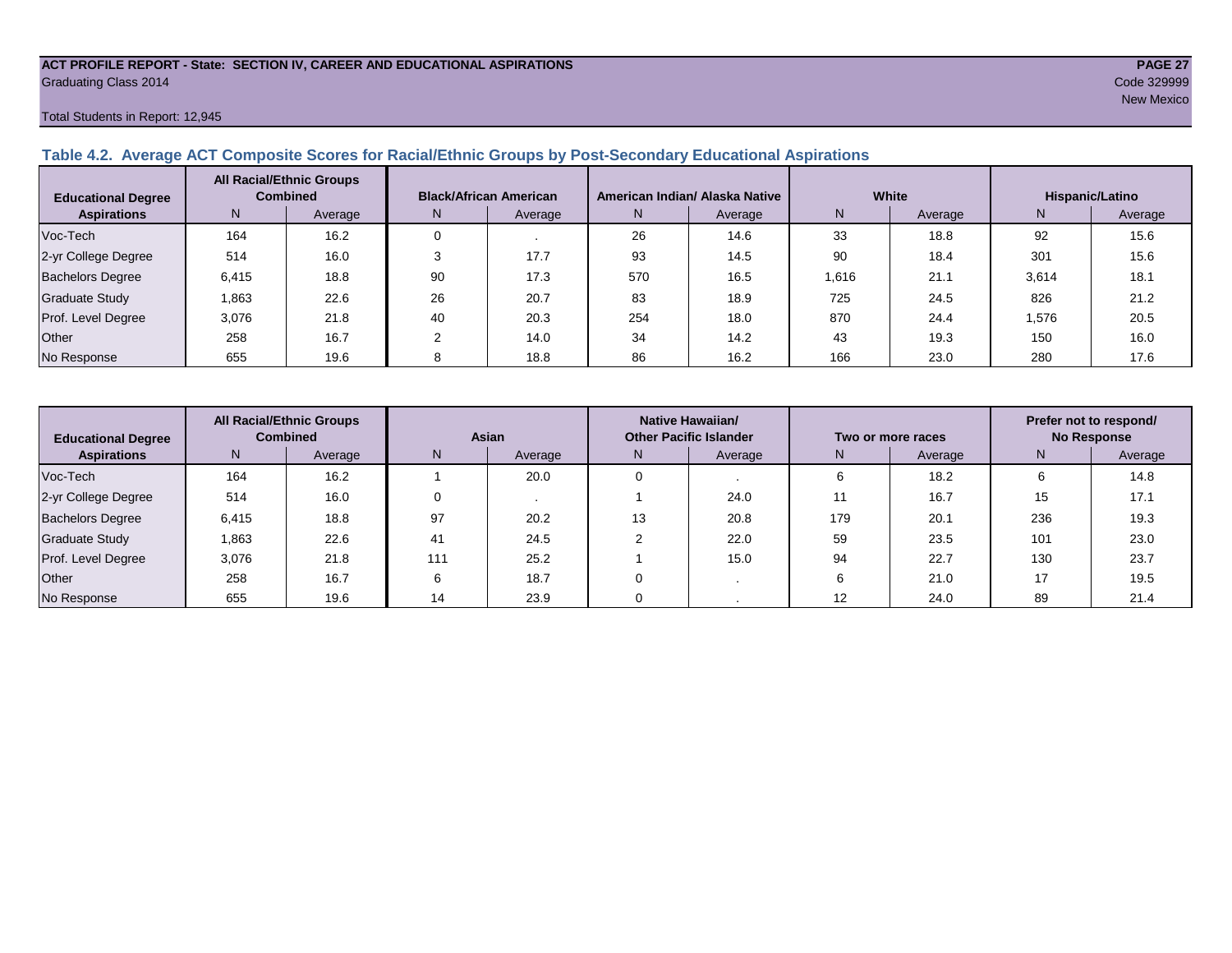**ACT PROFILE REPORT - State: SECTION IV, CAREER AND EDUCATIONAL ASPIRATIONS**

Graduating Class 2014

Code 329999

New Mexico

Total Students in Report: 12,945

### Table 4.2. Average ACT Composite Scores for Racial/Ethnic Groups by Post-Secondary Educational Aspirations

| Educational Degree Aspirations | All Racial/Ethnic Groups Combined | | Black/African American | | American Indian/ Alaska Native | | White | | Hispanic/Latino | |
|---|---|---|---|---|---|---|---|---|---|---|
| | N | Average | N | Average | N | Average | N | Average | N | Average |
| Voc-Tech | 164 | 16.2 | 0 | . | 26 | 14.6 | 33 | 18.8 | 92 | 15.6 |
| 2-yr College Degree | 514 | 16.0 | 3 | 17.7 | 93 | 14.5 | 90 | 18.4 | 301 | 15.6 |
| Bachelors Degree | 6,415 | 18.8 | 90 | 17.3 | 570 | 16.5 | 1,616 | 21.1 | 3,614 | 18.1 |
| Graduate Study | 1,863 | 22.6 | 26 | 20.7 | 83 | 18.9 | 725 | 24.5 | 826 | 21.2 |
| Prof. Level Degree | 3,076 | 21.8 | 40 | 20.3 | 254 | 18.0 | 870 | 24.4 | 1,576 | 20.5 |
| Other | 258 | 16.7 | 2 | 14.0 | 34 | 14.2 | 43 | 19.3 | 150 | 16.0 |
| No Response | 655 | 19.6 | 8 | 18.8 | 86 | 16.2 | 166 | 23.0 | 280 | 17.6 |

| Educational Degree Aspirations | All Racial/Ethnic Groups Combined | | Asian | | Native Hawaiian/ Other Pacific Islander | | Two or more races | | Prefer not to respond/ No Response | |
|---|---|---|---|---|---|---|---|---|---|---|
| | N | Average | N | Average | N | Average | N | Average | N | Average |
| Voc-Tech | 164 | 16.2 | 1 | 20.0 | 0 | . | 6 | 18.2 | 6 | 14.8 |
| 2-yr College Degree | 514 | 16.0 | 0 | . | 1 | 24.0 | 11 | 16.7 | 15 | 17.1 |
| Bachelors Degree | 6,415 | 18.8 | 97 | 20.2 | 13 | 20.8 | 179 | 20.1 | 236 | 19.3 |
| Graduate Study | 1,863 | 22.6 | 41 | 24.5 | 2 | 22.0 | 59 | 23.5 | 101 | 23.0 |
| Prof. Level Degree | 3,076 | 21.8 | 111 | 25.2 | 1 | 15.0 | 94 | 22.7 | 130 | 23.7 |
| Other | 258 | 16.7 | 6 | 18.7 | 0 | . | 6 | 21.0 | 17 | 19.5 |
| No Response | 655 | 19.6 | 14 | 23.9 | 0 | . | 12 | 24.0 | 89 | 21.4 |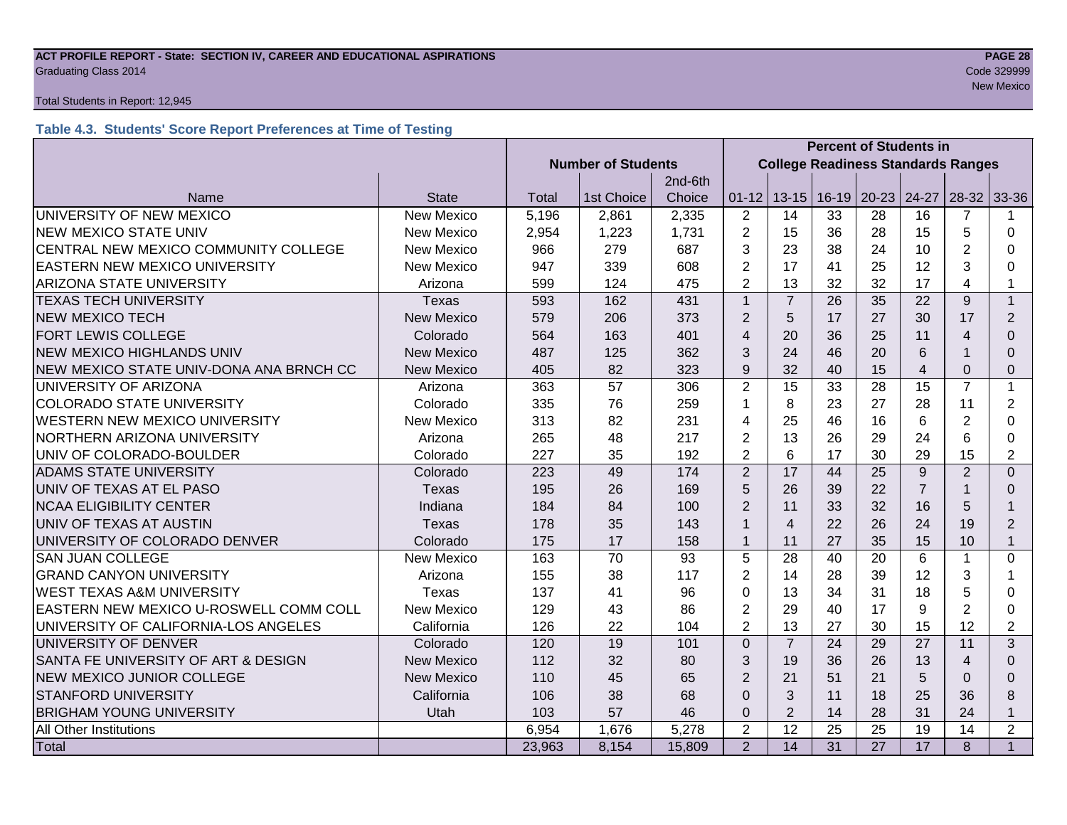Total Students in Report: 12,945

### Table 4.3. Students' Score Report Preferences at Time of Testing

| | | Number of Students | | | Percent of Students in College Readiness Standards Ranges | | | | | | |
|---|---|---|---|---|---|---|---|---|---|---|---|
| Name | State | Total | 1st Choice | 2nd-6th Choice | 01-12 | 13-15 | 16-19 | 20-23 | 24-27 | 28-32 | 33-36 |
| UNIVERSITY OF NEW MEXICO | New Mexico | 5,196 | 2,861 | 2,335 | 2 | 14 | 33 | 28 | 16 | 7 | 1 |
| NEW MEXICO STATE UNIV | New Mexico | 2,954 | 1,223 | 1,731 | 2 | 15 | 36 | 28 | 15 | 5 | 0 |
| CENTRAL NEW MEXICO COMMUNITY COLLEGE | New Mexico | 966 | 279 | 687 | 3 | 23 | 38 | 24 | 10 | 2 | 0 |
| EASTERN NEW MEXICO UNIVERSITY | New Mexico | 947 | 339 | 608 | 2 | 17 | 41 | 25 | 12 | 3 | 0 |
| ARIZONA STATE UNIVERSITY | Arizona | 599 | 124 | 475 | 2 | 13 | 32 | 32 | 17 | 4 | 1 |
| TEXAS TECH UNIVERSITY | Texas | 593 | 162 | 431 | 1 | 7 | 26 | 35 | 22 | 9 | 1 |
| NEW MEXICO TECH | New Mexico | 579 | 206 | 373 | 2 | 5 | 17 | 27 | 30 | 17 | 2 |
| FORT LEWIS COLLEGE | Colorado | 564 | 163 | 401 | 4 | 20 | 36 | 25 | 11 | 4 | 0 |
| NEW MEXICO HIGHLANDS UNIV | New Mexico | 487 | 125 | 362 | 3 | 24 | 46 | 20 | 6 | 1 | 0 |
| NEW MEXICO STATE UNIV-DONA ANA BRNCH CC | New Mexico | 405 | 82 | 323 | 9 | 32 | 40 | 15 | 4 | 0 | 0 |
| UNIVERSITY OF ARIZONA | Arizona | 363 | 57 | 306 | 2 | 15 | 33 | 28 | 15 | 7 | 1 |
| COLORADO STATE UNIVERSITY | Colorado | 335 | 76 | 259 | 1 | 8 | 23 | 27 | 28 | 11 | 2 |
| WESTERN NEW MEXICO UNIVERSITY | New Mexico | 313 | 82 | 231 | 4 | 25 | 46 | 16 | 6 | 2 | 0 |
| NORTHERN ARIZONA UNIVERSITY | Arizona | 265 | 48 | 217 | 2 | 13 | 26 | 29 | 24 | 6 | 0 |
| UNIV OF COLORADO-BOULDER | Colorado | 227 | 35 | 192 | 2 | 6 | 17 | 30 | 29 | 15 | 2 |
| ADAMS STATE UNIVERSITY | Colorado | 223 | 49 | 174 | 2 | 17 | 44 | 25 | 9 | 2 | 0 |
| UNIV OF TEXAS AT EL PASO | Texas | 195 | 26 | 169 | 5 | 26 | 39 | 22 | 7 | 1 | 0 |
| NCAA ELIGIBILITY CENTER | Indiana | 184 | 84 | 100 | 2 | 11 | 33 | 32 | 16 | 5 | 1 |
| UNIV OF TEXAS AT AUSTIN | Texas | 178 | 35 | 143 | 1 | 4 | 22 | 26 | 24 | 19 | 2 |
| UNIVERSITY OF COLORADO DENVER | Colorado | 175 | 17 | 158 | 1 | 11 | 27 | 35 | 15 | 10 | 1 |
| SAN JUAN COLLEGE | New Mexico | 163 | 70 | 93 | 5 | 28 | 40 | 20 | 6 | 1 | 0 |
| GRAND CANYON UNIVERSITY | Arizona | 155 | 38 | 117 | 2 | 14 | 28 | 39 | 12 | 3 | 1 |
| WEST TEXAS A&M UNIVERSITY | Texas | 137 | 41 | 96 | 0 | 13 | 34 | 31 | 18 | 5 | 0 |
| EASTERN NEW MEXICO U-ROSWELL COMM COLL | New Mexico | 129 | 43 | 86 | 2 | 29 | 40 | 17 | 9 | 2 | 0 |
| UNIVERSITY OF CALIFORNIA-LOS ANGELES | California | 126 | 22 | 104 | 2 | 13 | 27 | 30 | 15 | 12 | 2 |
| UNIVERSITY OF DENVER | Colorado | 120 | 19 | 101 | 0 | 7 | 24 | 29 | 27 | 11 | 3 |
| SANTA FE UNIVERSITY OF ART & DESIGN | New Mexico | 112 | 32 | 80 | 3 | 19 | 36 | 26 | 13 | 4 | 0 |
| NEW MEXICO JUNIOR COLLEGE | New Mexico | 110 | 45 | 65 | 2 | 21 | 51 | 21 | 5 | 0 | 0 |
| STANFORD UNIVERSITY | California | 106 | 38 | 68 | 0 | 3 | 11 | 18 | 25 | 36 | 8 |
| BRIGHAM YOUNG UNIVERSITY | Utah | 103 | 57 | 46 | 0 | 2 | 14 | 28 | 31 | 24 | 1 |
| All Other Institutions | | 6,954 | 1,676 | 5,278 | 2 | 12 | 25 | 25 | 19 | 14 | 2 |
| Total | | 23,963 | 8,154 | 15,809 | 2 | 14 | 31 | 27 | 17 | 8 | 1 |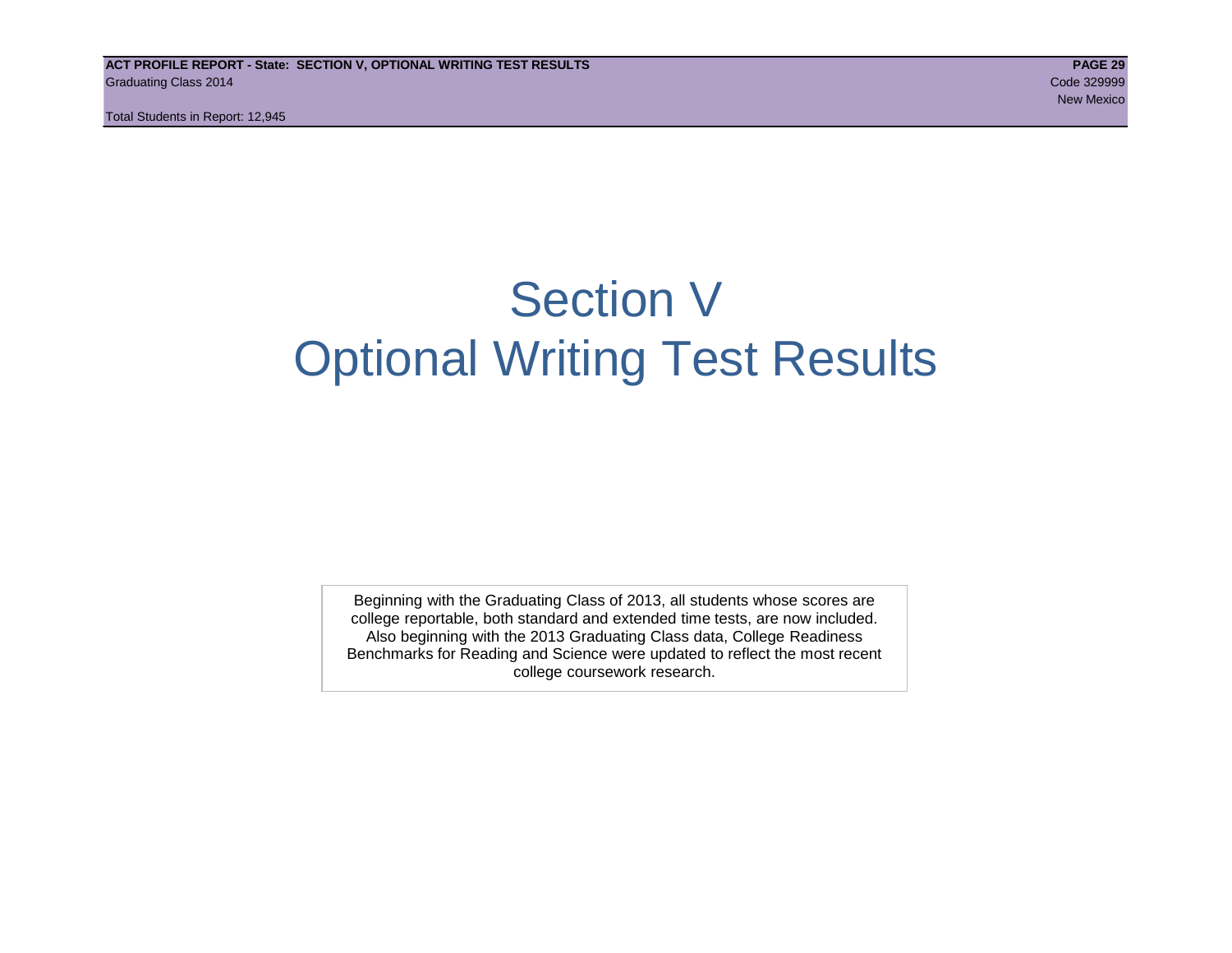# Section V
# Optional Writing Test Results

Beginning with the Graduating Class of 2013, all students whose scores are college reportable, both standard and extended time tests, are now included. Also beginning with the 2013 Graduating Class data, College Readiness Benchmarks for Reading and Science were updated to reflect the most recent college coursework research.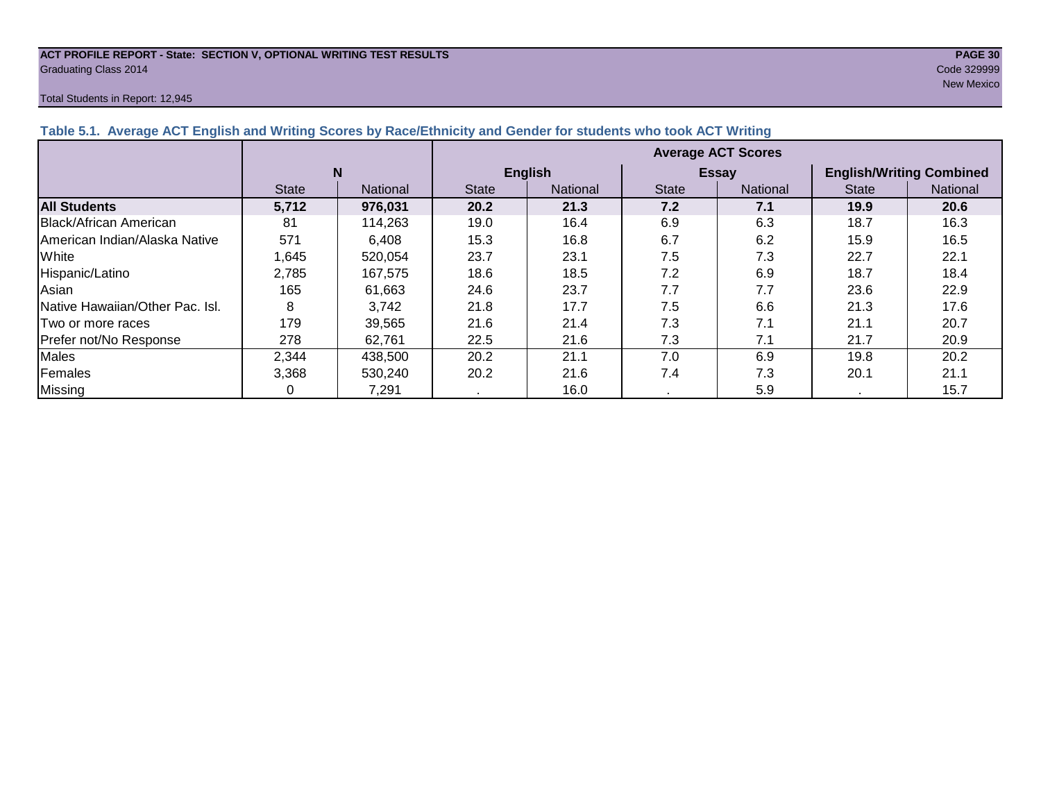**ACT PROFILE REPORT - State: SECTION V, OPTIONAL WRITING TEST RESULTS**
Graduating Class 2014

Code 329999
New Mexico

Total Students in Report: 12,945

### Table 5.1. Average ACT English and Writing Scores by Race/Ethnicity and Gender for students who took ACT Writing

| | N | | Average ACT Scores | | | | | |
|---|---|---|---|---|---|---|---|---|
| | | | English | | Essay | | English/Writing Combined | |
| | State | National | State | National | State | National | State | National |
| **All Students** | **5,712** | **976,031** | **20.2** | **21.3** | **7.2** | **7.1** | **19.9** | **20.6** |
| Black/African American | 81 | 114,263 | 19.0 | 16.4 | 6.9 | 6.3 | 18.7 | 16.3 |
| American Indian/Alaska Native | 571 | 6,408 | 15.3 | 16.8 | 6.7 | 6.2 | 15.9 | 16.5 |
| White | 1,645 | 520,054 | 23.7 | 23.1 | 7.5 | 7.3 | 22.7 | 22.1 |
| Hispanic/Latino | 2,785 | 167,575 | 18.6 | 18.5 | 7.2 | 6.9 | 18.7 | 18.4 |
| Asian | 165 | 61,663 | 24.6 | 23.7 | 7.7 | 7.7 | 23.6 | 22.9 |
| Native Hawaiian/Other Pac. Isl. | 8 | 3,742 | 21.8 | 17.7 | 7.5 | 6.6 | 21.3 | 17.6 |
| Two or more races | 179 | 39,565 | 21.6 | 21.4 | 7.3 | 7.1 | 21.1 | 20.7 |
| Prefer not/No Response | 278 | 62,761 | 22.5 | 21.6 | 7.3 | 7.1 | 21.7 | 20.9 |
| Males | 2,344 | 438,500 | 20.2 | 21.1 | 7.0 | 6.9 | 19.8 | 20.2 |
| Females | 3,368 | 530,240 | 20.2 | 21.6 | 7.4 | 7.3 | 20.1 | 21.1 |
| Missing | 0 | 7,291 | . | 16.0 | . | 5.9 | . | 15.7 |